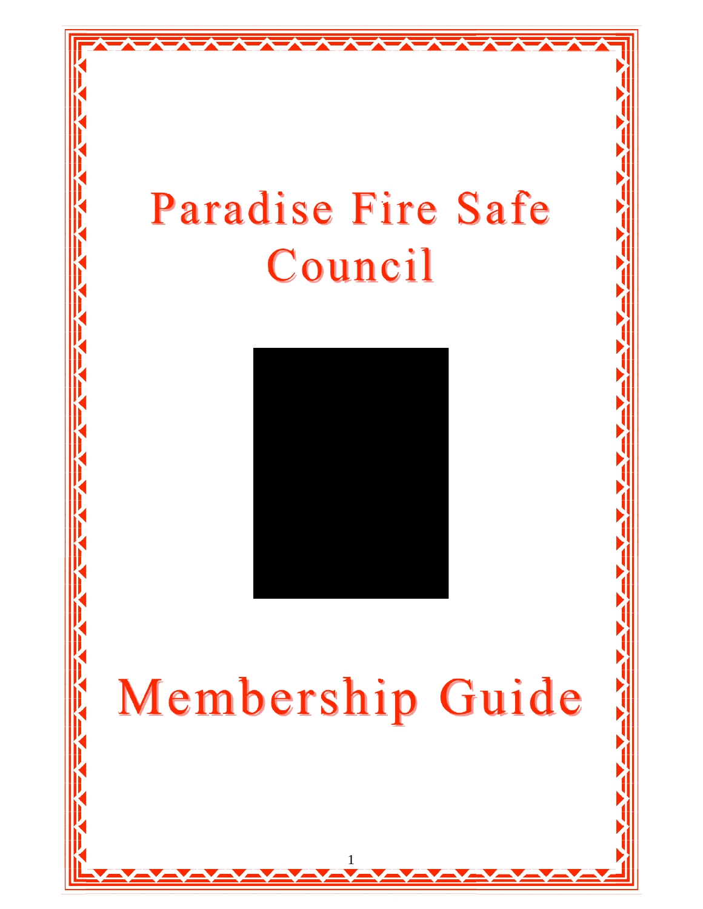# Paradise Fire Safe Council

# Membership Guide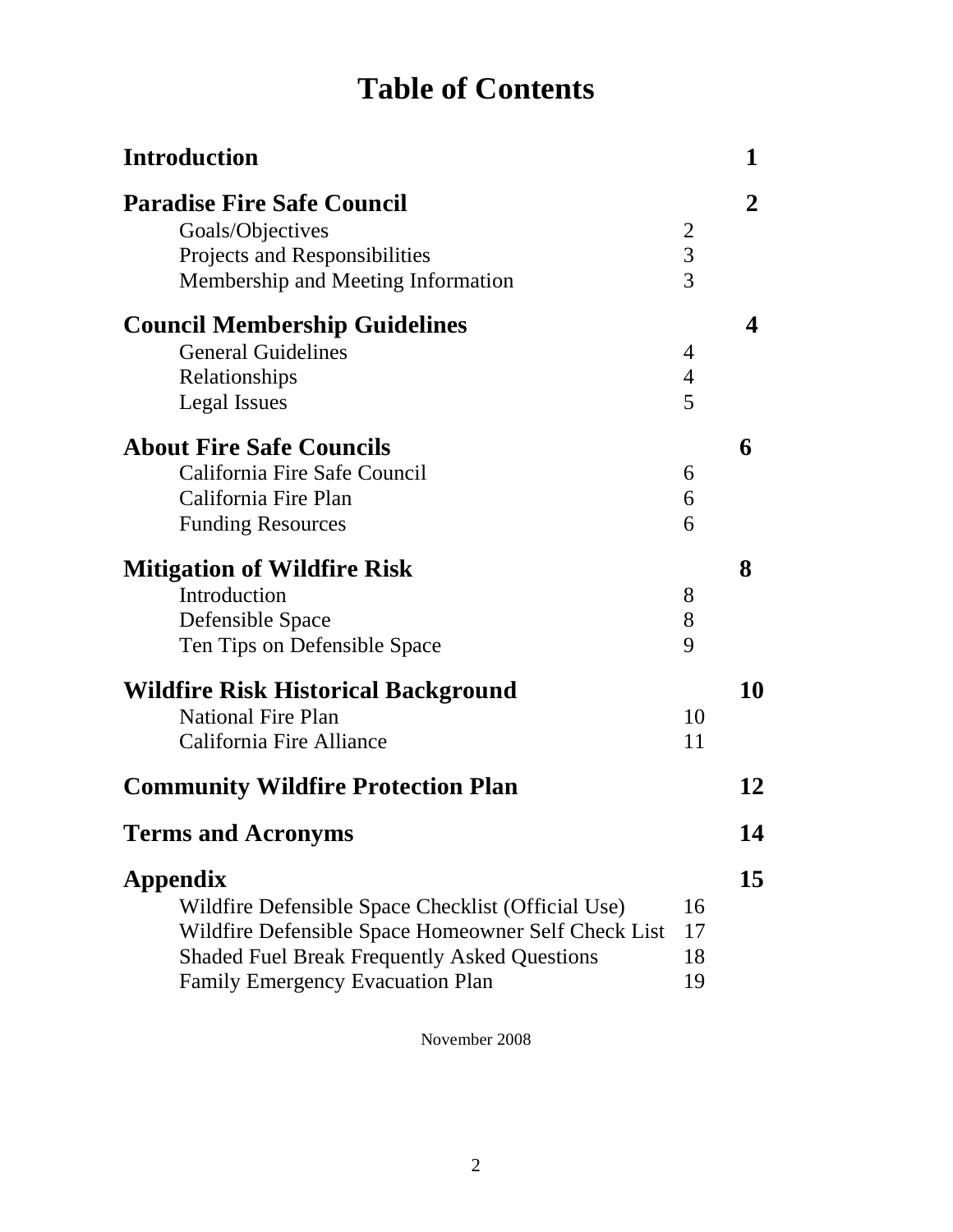# Table of Contents

| Section | Subsection page | Page |
|---|---|---|
| **Introduction** | | **1** |
| **Paradise Fire Safe Council** | | **2** |
| Goals/Objectives | 2 | |
| Projects and Responsibilities | 3 | |
| Membership and Meeting Information | 3 | |
| **Council Membership Guidelines** | | **4** |
| General Guidelines | 4 | |
| Relationships | 4 | |
| Legal Issues | 5 | |
| **About Fire Safe Councils** | | **6** |
| California Fire Safe Council | 6 | |
| California Fire Plan | 6 | |
| Funding Resources | 6 | |
| **Mitigation of Wildfire Risk** | | **8** |
| Introduction | 8 | |
| Defensible Space | 8 | |
| Ten Tips on Defensible Space | 9 | |
| **Wildfire Risk Historical Background** | | **10** |
| National Fire Plan | 10 | |
| California Fire Alliance | 11 | |
| **Community Wildfire Protection Plan** | | **12** |
| **Terms and Acronyms** | | **14** |
| **Appendix** | | **15** |
| Wildfire Defensible Space Checklist (Official Use) | 16 | |
| Wildfire Defensible Space Homeowner Self Check List | 17 | |
| Shaded Fuel Break Frequently Asked Questions | 18 | |
| Family Emergency Evacuation Plan | 19 | |

November 2008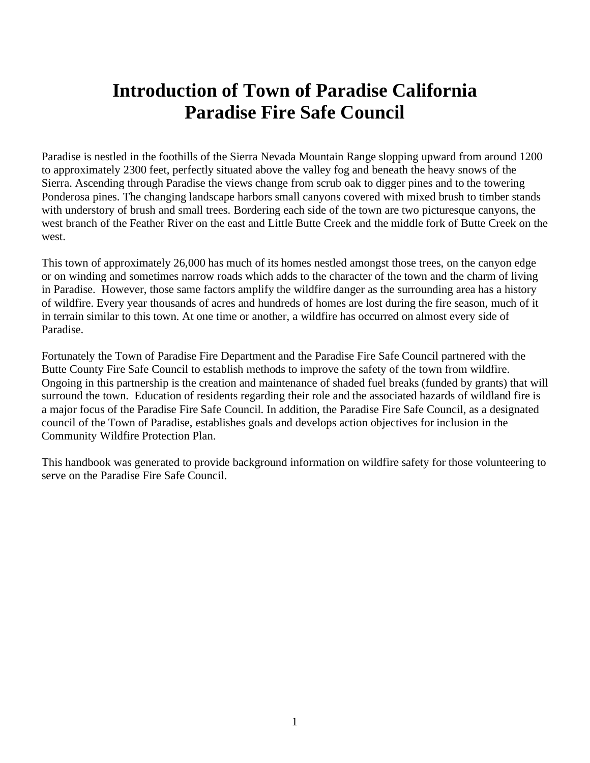# Introduction of Town of Paradise California
# Paradise Fire Safe Council

Paradise is nestled in the foothills of the Sierra Nevada Mountain Range slopping upward from around 1200 to approximately 2300 feet, perfectly situated above the valley fog and beneath the heavy snows of the Sierra. Ascending through Paradise the views change from scrub oak to digger pines and to the towering Ponderosa pines. The changing landscape harbors small canyons covered with mixed brush to timber stands with understory of brush and small trees. Bordering each side of the town are two picturesque canyons, the west branch of the Feather River on the east and Little Butte Creek and the middle fork of Butte Creek on the west.

This town of approximately 26,000 has much of its homes nestled amongst those trees, on the canyon edge or on winding and sometimes narrow roads which adds to the character of the town and the charm of living in Paradise. However, those same factors amplify the wildfire danger as the surrounding area has a history of wildfire. Every year thousands of acres and hundreds of homes are lost during the fire season, much of it in terrain similar to this town. At one time or another, a wildfire has occurred on almost every side of Paradise.

Fortunately the Town of Paradise Fire Department and the Paradise Fire Safe Council partnered with the Butte County Fire Safe Council to establish methods to improve the safety of the town from wildfire. Ongoing in this partnership is the creation and maintenance of shaded fuel breaks (funded by grants) that will surround the town. Education of residents regarding their role and the associated hazards of wildland fire is a major focus of the Paradise Fire Safe Council. In addition, the Paradise Fire Safe Council, as a designated council of the Town of Paradise, establishes goals and develops action objectives for inclusion in the Community Wildfire Protection Plan.

This handbook was generated to provide background information on wildfire safety for those volunteering to serve on the Paradise Fire Safe Council.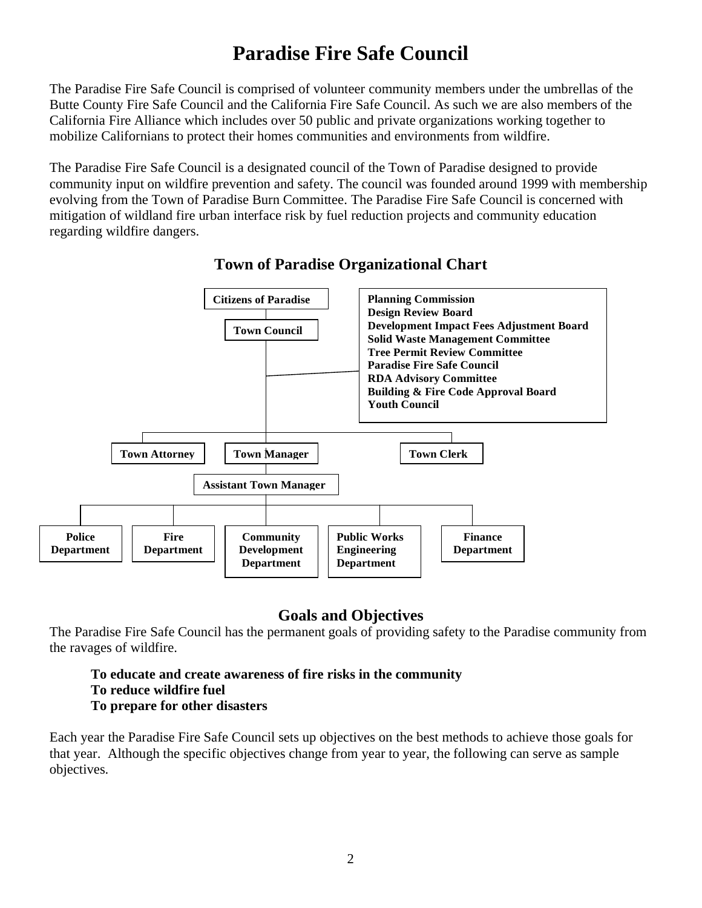# Paradise Fire Safe Council

The Paradise Fire Safe Council is comprised of volunteer community members under the umbrellas of the Butte County Fire Safe Council and the California Fire Safe Council. As such we are also members of the California Fire Alliance which includes over 50 public and private organizations working together to mobilize Californians to protect their homes communities and environments from wildfire.

The Paradise Fire Safe Council is a designated council of the Town of Paradise designed to provide community input on wildfire prevention and safety. The council was founded around 1999 with membership evolving from the Town of Paradise Burn Committee. The Paradise Fire Safe Council is concerned with mitigation of wildland fire urban interface risk by fuel reduction projects and community education regarding wildfire dangers.

## Town of Paradise Organizational Chart

**Citizens of Paradise**

**Town Council**

**Planning Commission**
**Design Review Board**
**Development Impact Fees Adjustment Board**
**Solid Waste Management Committee**
**Tree Permit Review Committee**
**Paradise Fire Safe Council**
**RDA Advisory Committee**
**Building & Fire Code Approval Board**
**Youth Council**

**Town Attorney** | **Town Manager** | **Town Clerk**

**Assistant Town Manager**

**Police Department** | **Fire Department** | **Community Development Department** | **Public Works Engineering Department** | **Finance Department**

## Goals and Objectives

The Paradise Fire Safe Council has the permanent goals of providing safety to the Paradise community from the ravages of wildfire.

**To educate and create awareness of fire risks in the community**
**To reduce wildfire fuel**
**To prepare for other disasters**

Each year the Paradise Fire Safe Council sets up objectives on the best methods to achieve those goals for that year. Although the specific objectives change from year to year, the following can serve as sample objectives.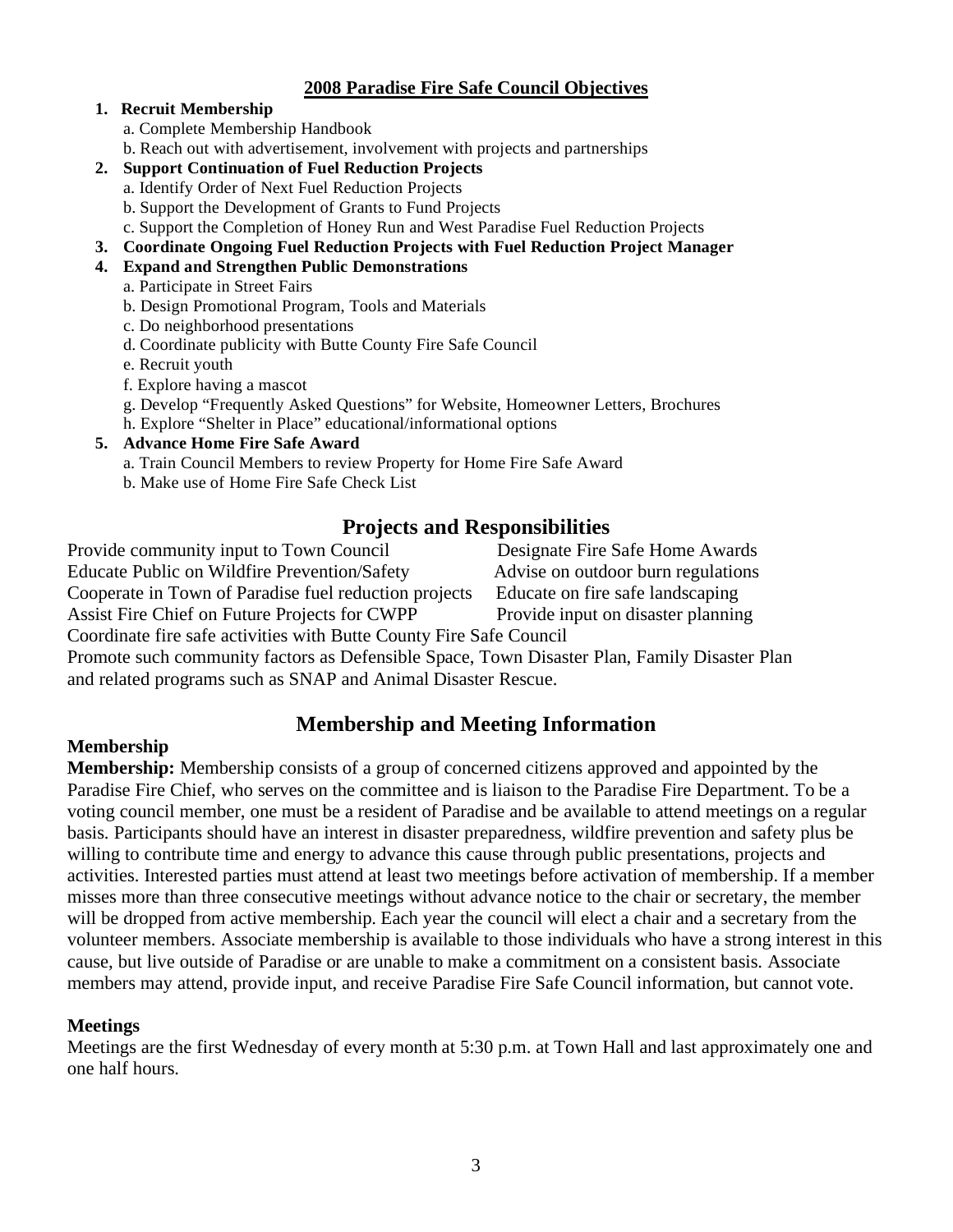## 2008 Paradise Fire Safe Council Objectives

1. **Recruit Membership**
   - a. Complete Membership Handbook
   - b. Reach out with advertisement, involvement with projects and partnerships
2. **Support Continuation of Fuel Reduction Projects**
   - a. Identify Order of Next Fuel Reduction Projects
   - b. Support the Development of Grants to Fund Projects
   - c. Support the Completion of Honey Run and West Paradise Fuel Reduction Projects
3. **Coordinate Ongoing Fuel Reduction Projects with Fuel Reduction Project Manager**
4. **Expand and Strengthen Public Demonstrations**
   - a. Participate in Street Fairs
   - b. Design Promotional Program, Tools and Materials
   - c. Do neighborhood presentations
   - d. Coordinate publicity with Butte County Fire Safe Council
   - e. Recruit youth
   - f. Explore having a mascot
   - g. Develop "Frequently Asked Questions" for Website, Homeowner Letters, Brochures
   - h. Explore "Shelter in Place" educational/informational options
5. **Advance Home Fire Safe Award**
   - a. Train Council Members to review Property for Home Fire Safe Award
   - b. Make use of Home Fire Safe Check List

# Projects and Responsibilities

Provide community input to Town Council
Educate Public on Wildfire Prevention/Safety
Cooperate in Town of Paradise fuel reduction projects
Assist Fire Chief on Future Projects for CWPP
Designate Fire Safe Home Awards
Advise on outdoor burn regulations
Educate on fire safe landscaping
Provide input on disaster planning
Coordinate fire safe activities with Butte County Fire Safe Council
Promote such community factors as Defensible Space, Town Disaster Plan, Family Disaster Plan and related programs such as SNAP and Animal Disaster Rescue.

# Membership and Meeting Information

### Membership

**Membership:** Membership consists of a group of concerned citizens approved and appointed by the Paradise Fire Chief, who serves on the committee and is liaison to the Paradise Fire Department. To be a voting council member, one must be a resident of Paradise and be available to attend meetings on a regular basis. Participants should have an interest in disaster preparedness, wildfire prevention and safety plus be willing to contribute time and energy to advance this cause through public presentations, projects and activities. Interested parties must attend at least two meetings before activation of membership. If a member misses more than three consecutive meetings without advance notice to the chair or secretary, the member will be dropped from active membership. Each year the council will elect a chair and a secretary from the volunteer members. Associate membership is available to those individuals who have a strong interest in this cause, but live outside of Paradise or are unable to make a commitment on a consistent basis. Associate members may attend, provide input, and receive Paradise Fire Safe Council information, but cannot vote.

### Meetings

Meetings are the first Wednesday of every month at 5:30 p.m. at Town Hall and last approximately one and one half hours.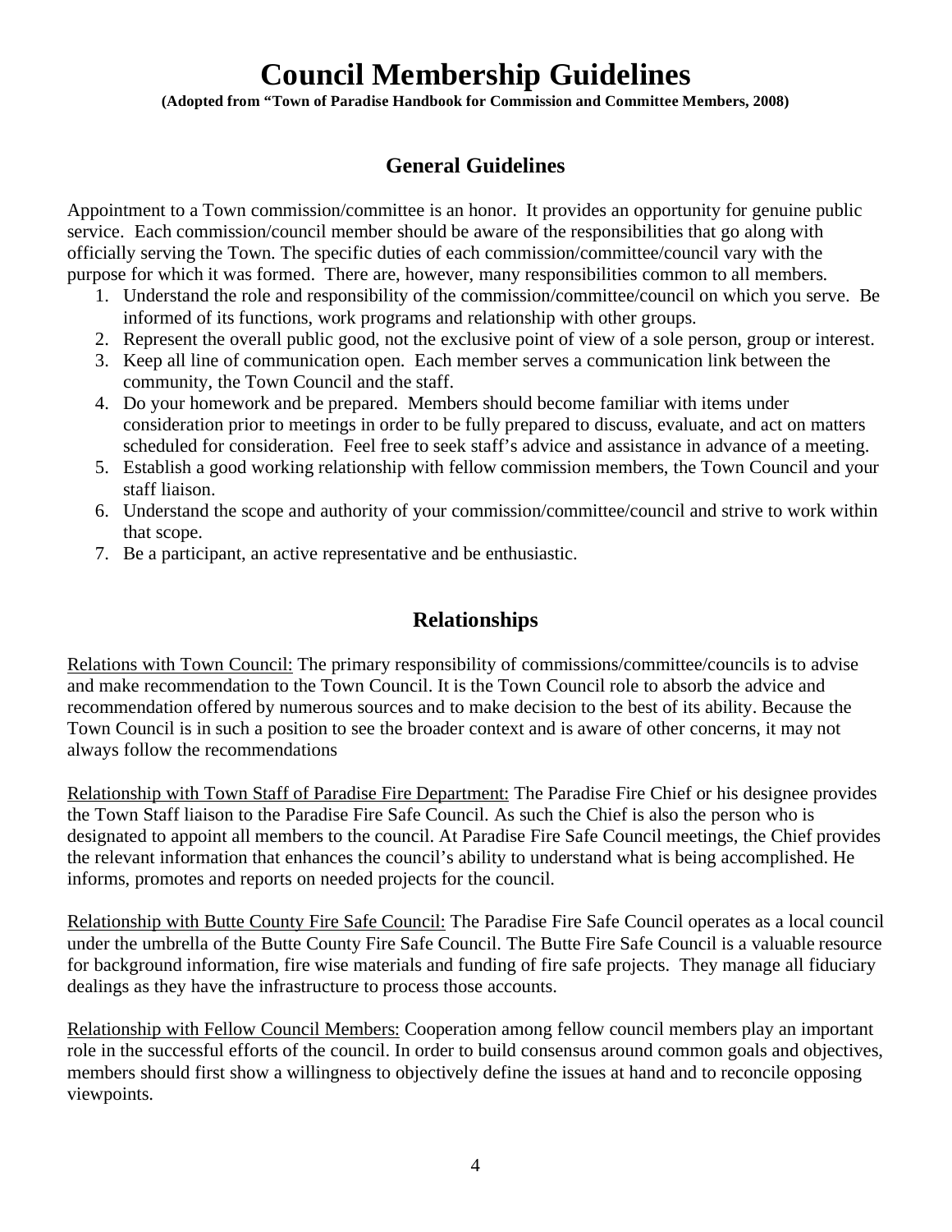# Council Membership Guidelines

**(Adopted from "Town of Paradise Handbook for Commission and Committee Members, 2008)**

## General Guidelines

Appointment to a Town commission/committee is an honor. It provides an opportunity for genuine public service. Each commission/council member should be aware of the responsibilities that go along with officially serving the Town. The specific duties of each commission/committee/council vary with the purpose for which it was formed. There are, however, many responsibilities common to all members.

1. Understand the role and responsibility of the commission/committee/council on which you serve. Be informed of its functions, work programs and relationship with other groups.
2. Represent the overall public good, not the exclusive point of view of a sole person, group or interest.
3. Keep all line of communication open. Each member serves a communication link between the community, the Town Council and the staff.
4. Do your homework and be prepared. Members should become familiar with items under consideration prior to meetings in order to be fully prepared to discuss, evaluate, and act on matters scheduled for consideration. Feel free to seek staff's advice and assistance in advance of a meeting.
5. Establish a good working relationship with fellow commission members, the Town Council and your staff liaison.
6. Understand the scope and authority of your commission/committee/council and strive to work within that scope.
7. Be a participant, an active representative and be enthusiastic.

## Relationships

<u>Relations with Town Council:</u> The primary responsibility of commissions/committee/councils is to advise and make recommendation to the Town Council. It is the Town Council role to absorb the advice and recommendation offered by numerous sources and to make decision to the best of its ability. Because the Town Council is in such a position to see the broader context and is aware of other concerns, it may not always follow the recommendations

<u>Relationship with Town Staff of Paradise Fire Department:</u> The Paradise Fire Chief or his designee provides the Town Staff liaison to the Paradise Fire Safe Council. As such the Chief is also the person who is designated to appoint all members to the council. At Paradise Fire Safe Council meetings, the Chief provides the relevant information that enhances the council's ability to understand what is being accomplished. He informs, promotes and reports on needed projects for the council.

<u>Relationship with Butte County Fire Safe Council:</u> The Paradise Fire Safe Council operates as a local council under the umbrella of the Butte County Fire Safe Council. The Butte Fire Safe Council is a valuable resource for background information, fire wise materials and funding of fire safe projects. They manage all fiduciary dealings as they have the infrastructure to process those accounts.

<u>Relationship with Fellow Council Members:</u> Cooperation among fellow council members play an important role in the successful efforts of the council. In order to build consensus around common goals and objectives, members should first show a willingness to objectively define the issues at hand and to reconcile opposing viewpoints.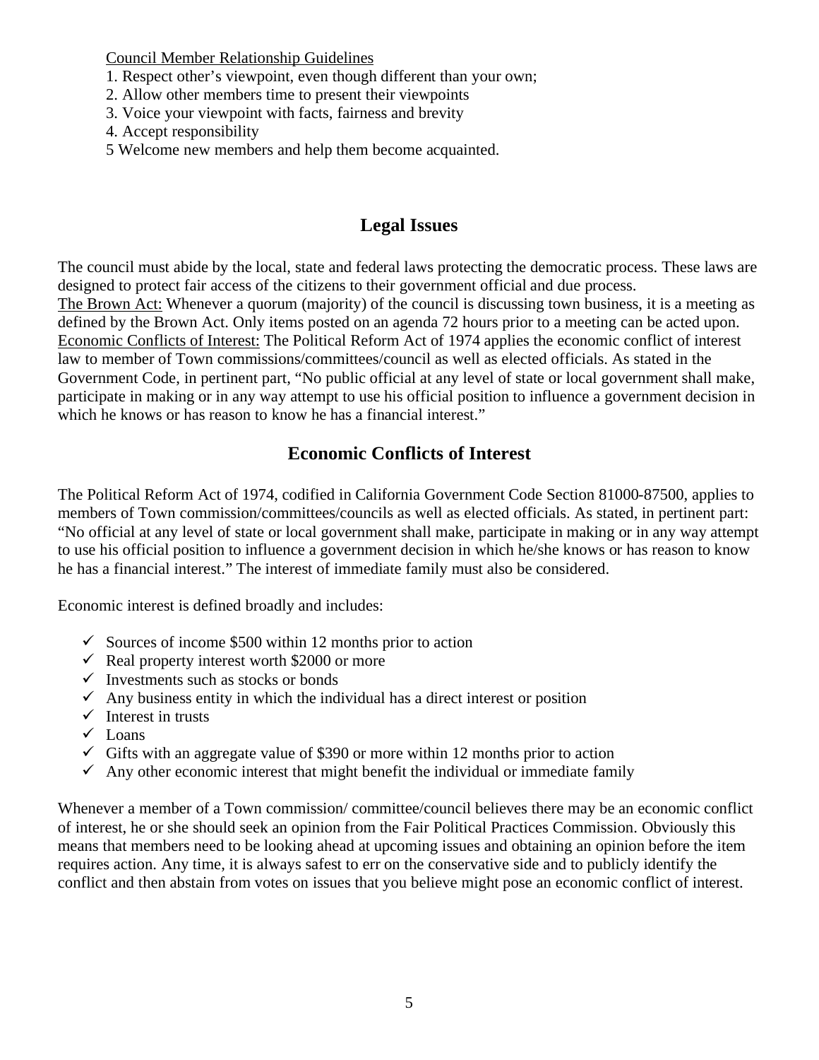Council Member Relationship Guidelines

1. Respect other's viewpoint, even though different than your own;
2. Allow other members time to present their viewpoints
3. Voice your viewpoint with facts, fairness and brevity
4. Accept responsibility

5 Welcome new members and help them become acquainted.

## Legal Issues

The council must abide by the local, state and federal laws protecting the democratic process. These laws are designed to protect fair access of the citizens to their government official and due process.
The Brown Act: Whenever a quorum (majority) of the council is discussing town business, it is a meeting as defined by the Brown Act. Only items posted on an agenda 72 hours prior to a meeting can be acted upon.
Economic Conflicts of Interest: The Political Reform Act of 1974 applies the economic conflict of interest law to member of Town commissions/committees/council as well as elected officials. As stated in the Government Code, in pertinent part, "No public official at any level of state or local government shall make, participate in making or in any way attempt to use his official position to influence a government decision in which he knows or has reason to know he has a financial interest."

## Economic Conflicts of Interest

The Political Reform Act of 1974, codified in California Government Code Section 81000-87500, applies to members of Town commission/committees/councils as well as elected officials. As stated, in pertinent part: "No official at any level of state or local government shall make, participate in making or in any way attempt to use his official position to influence a government decision in which he/she knows or has reason to know he has a financial interest." The interest of immediate family must also be considered.

Economic interest is defined broadly and includes:

- ✓ Sources of income $500 within 12 months prior to action
- ✓ Real property interest worth $2000 or more
- ✓ Investments such as stocks or bonds
- ✓ Any business entity in which the individual has a direct interest or position
- ✓ Interest in trusts
- ✓ Loans
- ✓ Gifts with an aggregate value of $390 or more within 12 months prior to action
- ✓ Any other economic interest that might benefit the individual or immediate family

Whenever a member of a Town commission/ committee/council believes there may be an economic conflict of interest, he or she should seek an opinion from the Fair Political Practices Commission. Obviously this means that members need to be looking ahead at upcoming issues and obtaining an opinion before the item requires action. Any time, it is always safest to err on the conservative side and to publicly identify the conflict and then abstain from votes on issues that you believe might pose an economic conflict of interest.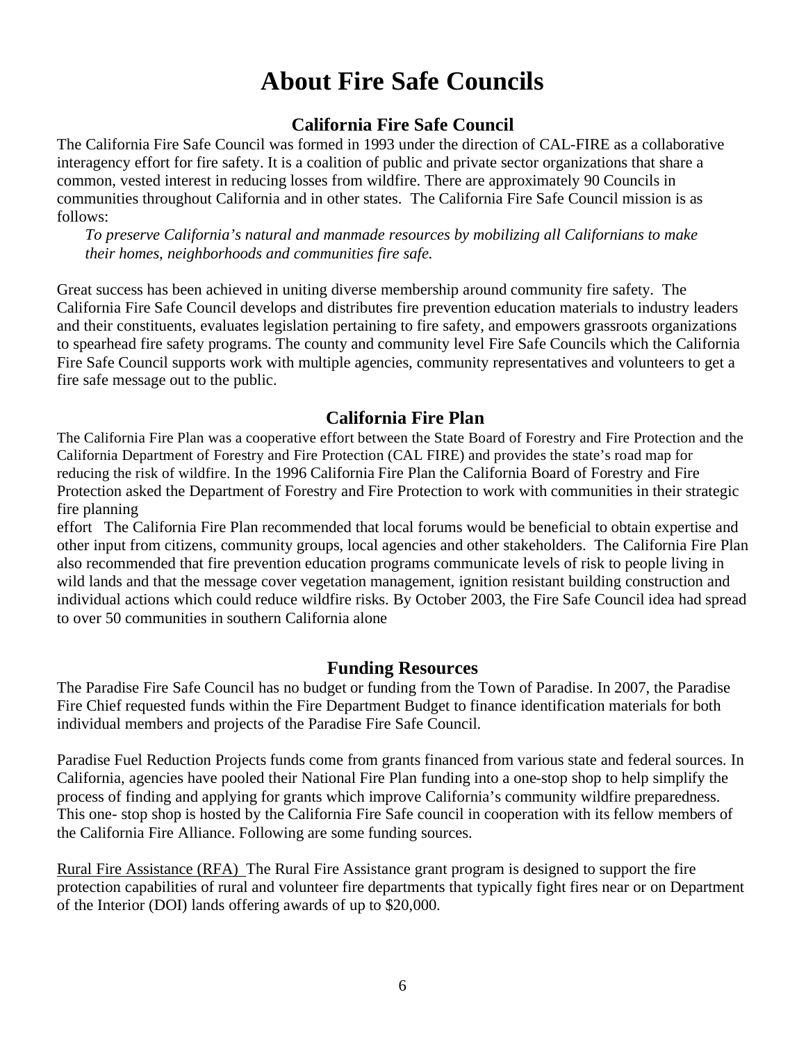# About Fire Safe Councils

## California Fire Safe Council

The California Fire Safe Council was formed in 1993 under the direction of CAL-FIRE as a collaborative interagency effort for fire safety. It is a coalition of public and private sector organizations that share a common, vested interest in reducing losses from wildfire. There are approximately 90 Councils in communities throughout California and in other states. The California Fire Safe Council mission is as follows:

> *To preserve California's natural and manmade resources by mobilizing all Californians to make their homes, neighborhoods and communities fire safe.*

Great success has been achieved in uniting diverse membership around community fire safety. The California Fire Safe Council develops and distributes fire prevention education materials to industry leaders and their constituents, evaluates legislation pertaining to fire safety, and empowers grassroots organizations to spearhead fire safety programs. The county and community level Fire Safe Councils which the California Fire Safe Council supports work with multiple agencies, community representatives and volunteers to get a fire safe message out to the public.

## California Fire Plan

The California Fire Plan was a cooperative effort between the State Board of Forestry and Fire Protection and the California Department of Forestry and Fire Protection (CAL FIRE) and provides the state's road map for reducing the risk of wildfire. In the 1996 California Fire Plan the California Board of Forestry and Fire Protection asked the Department of Forestry and Fire Protection to work with communities in their strategic fire planning effort The California Fire Plan recommended that local forums would be beneficial to obtain expertise and other input from citizens, community groups, local agencies and other stakeholders. The California Fire Plan also recommended that fire prevention education programs communicate levels of risk to people living in wild lands and that the message cover vegetation management, ignition resistant building construction and individual actions which could reduce wildfire risks. By October 2003, the Fire Safe Council idea had spread to over 50 communities in southern California alone

## Funding Resources

The Paradise Fire Safe Council has no budget or funding from the Town of Paradise. In 2007, the Paradise Fire Chief requested funds within the Fire Department Budget to finance identification materials for both individual members and projects of the Paradise Fire Safe Council.

Paradise Fuel Reduction Projects funds come from grants financed from various state and federal sources. In California, agencies have pooled their National Fire Plan funding into a one-stop shop to help simplify the process of finding and applying for grants which improve California's community wildfire preparedness. This one- stop shop is hosted by the California Fire Safe council in cooperation with its fellow members of the California Fire Alliance. Following are some funding sources.

Rural Fire Assistance (RFA) The Rural Fire Assistance grant program is designed to support the fire protection capabilities of rural and volunteer fire departments that typically fight fires near or on Department of the Interior (DOI) lands offering awards of up to $20,000.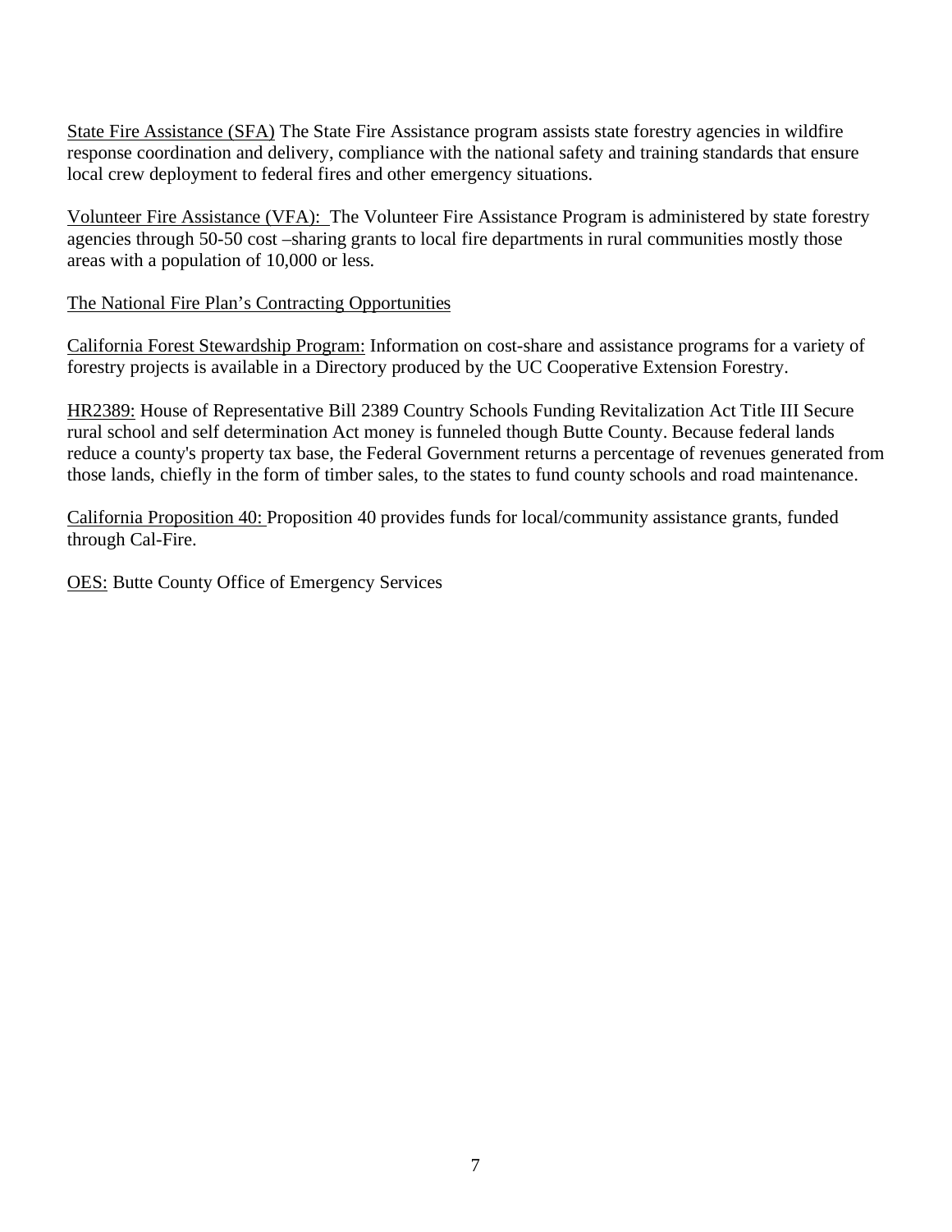State Fire Assistance (SFA) The State Fire Assistance program assists state forestry agencies in wildfire response coordination and delivery, compliance with the national safety and training standards that ensure local crew deployment to federal fires and other emergency situations.

Volunteer Fire Assistance (VFA): The Volunteer Fire Assistance Program is administered by state forestry agencies through 50-50 cost –sharing grants to local fire departments in rural communities mostly those areas with a population of 10,000 or less.

The National Fire Plan's Contracting Opportunities

California Forest Stewardship Program: Information on cost-share and assistance programs for a variety of forestry projects is available in a Directory produced by the UC Cooperative Extension Forestry.

HR2389: House of Representative Bill 2389 Country Schools Funding Revitalization Act Title III Secure rural school and self determination Act money is funneled though Butte County. Because federal lands reduce a county's property tax base, the Federal Government returns a percentage of revenues generated from those lands, chiefly in the form of timber sales, to the states to fund county schools and road maintenance.

California Proposition 40: Proposition 40 provides funds for local/community assistance grants, funded through Cal-Fire.

OES: Butte County Office of Emergency Services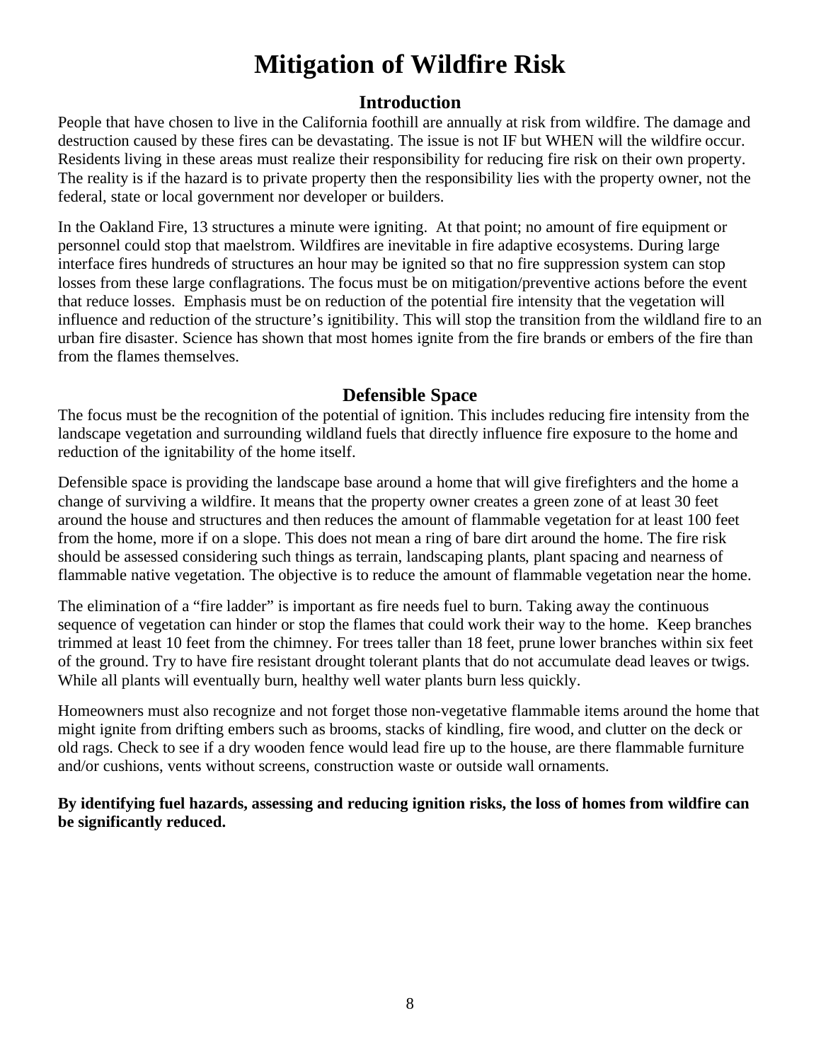# Mitigation of Wildfire Risk

## Introduction

People that have chosen to live in the California foothill are annually at risk from wildfire. The damage and destruction caused by these fires can be devastating. The issue is not IF but WHEN will the wildfire occur. Residents living in these areas must realize their responsibility for reducing fire risk on their own property. The reality is if the hazard is to private property then the responsibility lies with the property owner, not the federal, state or local government nor developer or builders.

In the Oakland Fire, 13 structures a minute were igniting. At that point; no amount of fire equipment or personnel could stop that maelstrom. Wildfires are inevitable in fire adaptive ecosystems. During large interface fires hundreds of structures an hour may be ignited so that no fire suppression system can stop losses from these large conflagrations. The focus must be on mitigation/preventive actions before the event that reduce losses. Emphasis must be on reduction of the potential fire intensity that the vegetation will influence and reduction of the structure's ignitibility. This will stop the transition from the wildland fire to an urban fire disaster. Science has shown that most homes ignite from the fire brands or embers of the fire than from the flames themselves.

## Defensible Space

The focus must be the recognition of the potential of ignition. This includes reducing fire intensity from the landscape vegetation and surrounding wildland fuels that directly influence fire exposure to the home and reduction of the ignitability of the home itself.

Defensible space is providing the landscape base around a home that will give firefighters and the home a change of surviving a wildfire. It means that the property owner creates a green zone of at least 30 feet around the house and structures and then reduces the amount of flammable vegetation for at least 100 feet from the home, more if on a slope. This does not mean a ring of bare dirt around the home. The fire risk should be assessed considering such things as terrain, landscaping plants, plant spacing and nearness of flammable native vegetation. The objective is to reduce the amount of flammable vegetation near the home.

The elimination of a "fire ladder" is important as fire needs fuel to burn. Taking away the continuous sequence of vegetation can hinder or stop the flames that could work their way to the home. Keep branches trimmed at least 10 feet from the chimney. For trees taller than 18 feet, prune lower branches within six feet of the ground. Try to have fire resistant drought tolerant plants that do not accumulate dead leaves or twigs. While all plants will eventually burn, healthy well water plants burn less quickly.

Homeowners must also recognize and not forget those non-vegetative flammable items around the home that might ignite from drifting embers such as brooms, stacks of kindling, fire wood, and clutter on the deck or old rags. Check to see if a dry wooden fence would lead fire up to the house, are there flammable furniture and/or cushions, vents without screens, construction waste or outside wall ornaments.

**By identifying fuel hazards, assessing and reducing ignition risks, the loss of homes from wildfire can be significantly reduced.**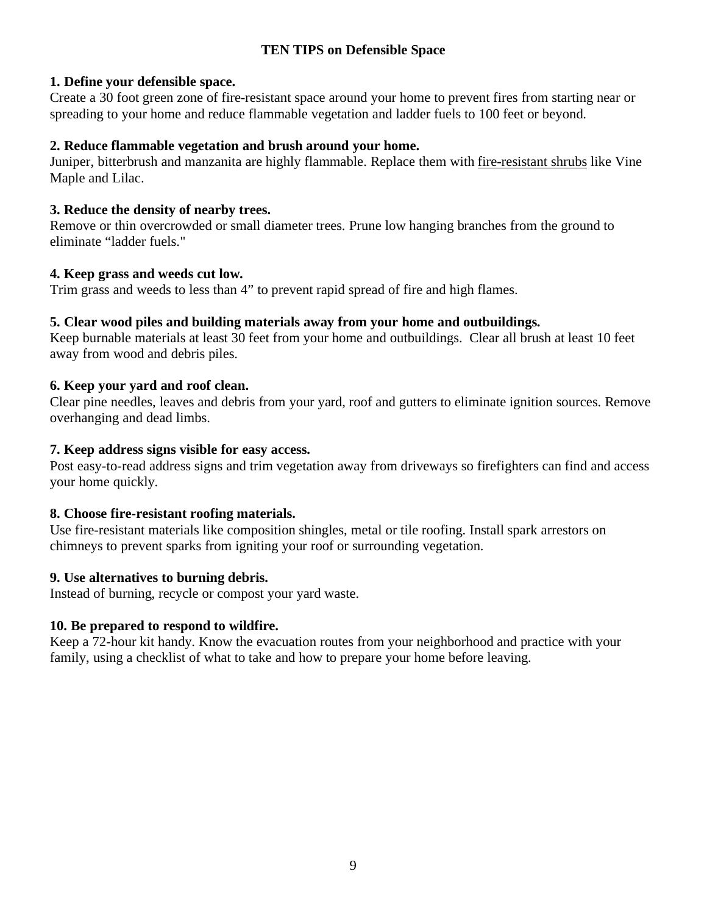## TEN TIPS on Defensible Space

**1. Define your defensible space.**
Create a 30 foot green zone of fire-resistant space around your home to prevent fires from starting near or spreading to your home and reduce flammable vegetation and ladder fuels to 100 feet or beyond.

**2. Reduce flammable vegetation and brush around your home.**
Juniper, bitterbrush and manzanita are highly flammable. Replace them with fire-resistant shrubs like Vine Maple and Lilac.

**3. Reduce the density of nearby trees.**
Remove or thin overcrowded or small diameter trees. Prune low hanging branches from the ground to eliminate "ladder fuels."

**4. Keep grass and weeds cut low.**
Trim grass and weeds to less than 4" to prevent rapid spread of fire and high flames.

**5. Clear wood piles and building materials away from your home and outbuildings.**
Keep burnable materials at least 30 feet from your home and outbuildings. Clear all brush at least 10 feet away from wood and debris piles.

**6. Keep your yard and roof clean.**
Clear pine needles, leaves and debris from your yard, roof and gutters to eliminate ignition sources. Remove overhanging and dead limbs.

**7. Keep address signs visible for easy access.**
Post easy-to-read address signs and trim vegetation away from driveways so firefighters can find and access your home quickly.

**8. Choose fire-resistant roofing materials.**
Use fire-resistant materials like composition shingles, metal or tile roofing. Install spark arrestors on chimneys to prevent sparks from igniting your roof or surrounding vegetation.

**9. Use alternatives to burning debris.**
Instead of burning, recycle or compost your yard waste.

**10. Be prepared to respond to wildfire.**
Keep a 72-hour kit handy. Know the evacuation routes from your neighborhood and practice with your family, using a checklist of what to take and how to prepare your home before leaving.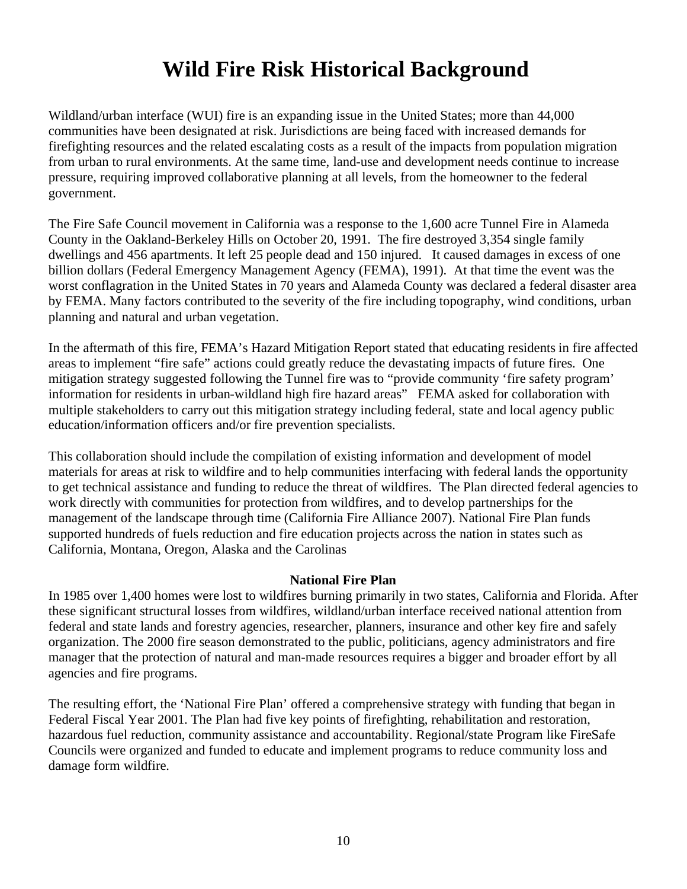# Wild Fire Risk Historical Background

Wildland/urban interface (WUI) fire is an expanding issue in the United States; more than 44,000 communities have been designated at risk. Jurisdictions are being faced with increased demands for firefighting resources and the related escalating costs as a result of the impacts from population migration from urban to rural environments. At the same time, land-use and development needs continue to increase pressure, requiring improved collaborative planning at all levels, from the homeowner to the federal government.

The Fire Safe Council movement in California was a response to the 1,600 acre Tunnel Fire in Alameda County in the Oakland-Berkeley Hills on October 20, 1991. The fire destroyed 3,354 single family dwellings and 456 apartments. It left 25 people dead and 150 injured. It caused damages in excess of one billion dollars (Federal Emergency Management Agency (FEMA), 1991). At that time the event was the worst conflagration in the United States in 70 years and Alameda County was declared a federal disaster area by FEMA. Many factors contributed to the severity of the fire including topography, wind conditions, urban planning and natural and urban vegetation.

In the aftermath of this fire, FEMA's Hazard Mitigation Report stated that educating residents in fire affected areas to implement "fire safe" actions could greatly reduce the devastating impacts of future fires. One mitigation strategy suggested following the Tunnel fire was to "provide community 'fire safety program' information for residents in urban-wildland high fire hazard areas" FEMA asked for collaboration with multiple stakeholders to carry out this mitigation strategy including federal, state and local agency public education/information officers and/or fire prevention specialists.

This collaboration should include the compilation of existing information and development of model materials for areas at risk to wildfire and to help communities interfacing with federal lands the opportunity to get technical assistance and funding to reduce the threat of wildfires. The Plan directed federal agencies to work directly with communities for protection from wildfires, and to develop partnerships for the management of the landscape through time (California Fire Alliance 2007). National Fire Plan funds supported hundreds of fuels reduction and fire education projects across the nation in states such as California, Montana, Oregon, Alaska and the Carolinas

**National Fire Plan**

In 1985 over 1,400 homes were lost to wildfires burning primarily in two states, California and Florida. After these significant structural losses from wildfires, wildland/urban interface received national attention from federal and state lands and forestry agencies, researcher, planners, insurance and other key fire and safely organization. The 2000 fire season demonstrated to the public, politicians, agency administrators and fire manager that the protection of natural and man-made resources requires a bigger and broader effort by all agencies and fire programs.

The resulting effort, the 'National Fire Plan' offered a comprehensive strategy with funding that began in Federal Fiscal Year 2001. The Plan had five key points of firefighting, rehabilitation and restoration, hazardous fuel reduction, community assistance and accountability. Regional/state Program like FireSafe Councils were organized and funded to educate and implement programs to reduce community loss and damage form wildfire.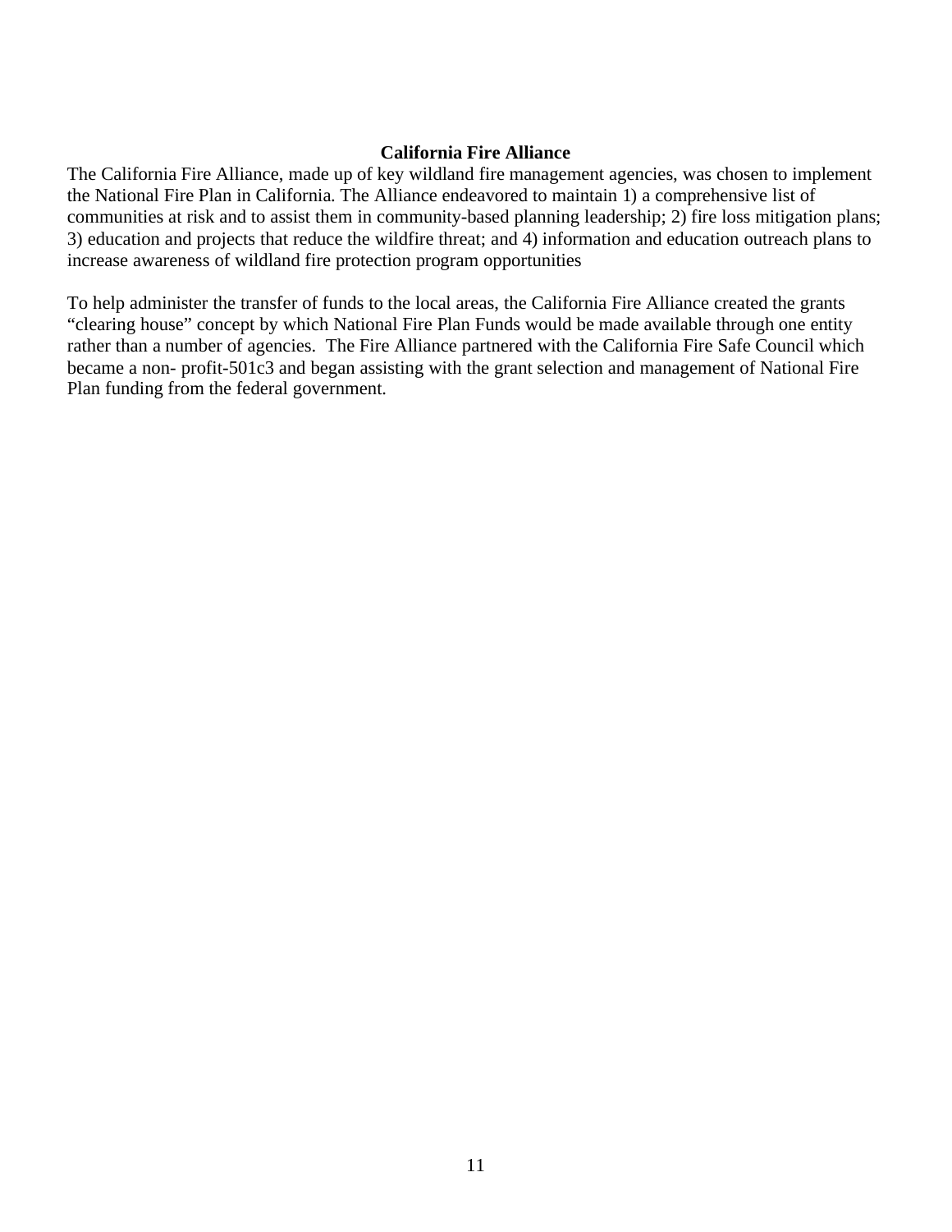## California Fire Alliance

The California Fire Alliance, made up of key wildland fire management agencies, was chosen to implement the National Fire Plan in California. The Alliance endeavored to maintain 1) a comprehensive list of communities at risk and to assist them in community-based planning leadership; 2) fire loss mitigation plans; 3) education and projects that reduce the wildfire threat; and 4) information and education outreach plans to increase awareness of wildland fire protection program opportunities

To help administer the transfer of funds to the local areas, the California Fire Alliance created the grants "clearing house" concept by which National Fire Plan Funds would be made available through one entity rather than a number of agencies. The Fire Alliance partnered with the California Fire Safe Council which became a non- profit-501c3 and began assisting with the grant selection and management of National Fire Plan funding from the federal government.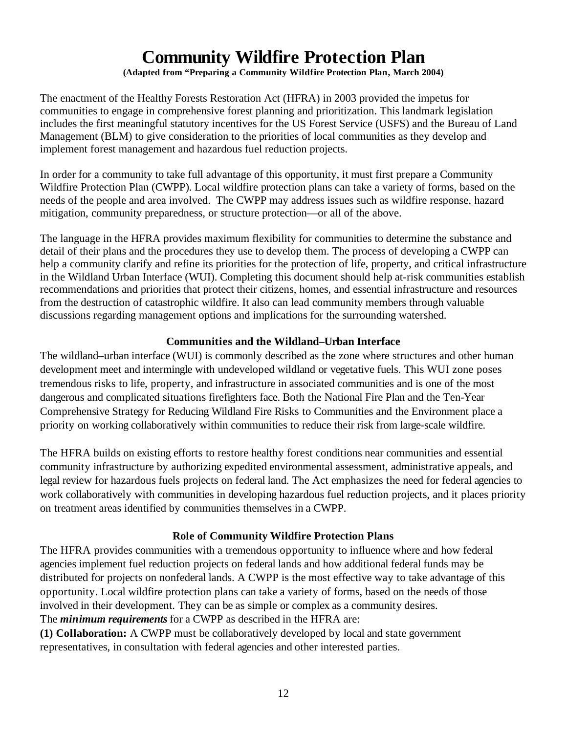# Community Wildfire Protection Plan

**(Adapted from "Preparing a Community Wildfire Protection Plan, March 2004)**

The enactment of the Healthy Forests Restoration Act (HFRA) in 2003 provided the impetus for communities to engage in comprehensive forest planning and prioritization. This landmark legislation includes the first meaningful statutory incentives for the US Forest Service (USFS) and the Bureau of Land Management (BLM) to give consideration to the priorities of local communities as they develop and implement forest management and hazardous fuel reduction projects.

In order for a community to take full advantage of this opportunity, it must first prepare a Community Wildfire Protection Plan (CWPP). Local wildfire protection plans can take a variety of forms, based on the needs of the people and area involved. The CWPP may address issues such as wildfire response, hazard mitigation, community preparedness, or structure protection—or all of the above.

The language in the HFRA provides maximum flexibility for communities to determine the substance and detail of their plans and the procedures they use to develop them. The process of developing a CWPP can help a community clarify and refine its priorities for the protection of life, property, and critical infrastructure in the Wildland Urban Interface (WUI). Completing this document should help at-risk communities establish recommendations and priorities that protect their citizens, homes, and essential infrastructure and resources from the destruction of catastrophic wildfire. It also can lead community members through valuable discussions regarding management options and implications for the surrounding watershed.

### Communities and the Wildland–Urban Interface

The wildland–urban interface (WUI) is commonly described as the zone where structures and other human development meet and intermingle with undeveloped wildland or vegetative fuels. This WUI zone poses tremendous risks to life, property, and infrastructure in associated communities and is one of the most dangerous and complicated situations firefighters face. Both the National Fire Plan and the Ten-Year Comprehensive Strategy for Reducing Wildland Fire Risks to Communities and the Environment place a priority on working collaboratively within communities to reduce their risk from large-scale wildfire.

The HFRA builds on existing efforts to restore healthy forest conditions near communities and essential community infrastructure by authorizing expedited environmental assessment, administrative appeals, and legal review for hazardous fuels projects on federal land. The Act emphasizes the need for federal agencies to work collaboratively with communities in developing hazardous fuel reduction projects, and it places priority on treatment areas identified by communities themselves in a CWPP.

### Role of Community Wildfire Protection Plans

The HFRA provides communities with a tremendous opportunity to influence where and how federal agencies implement fuel reduction projects on federal lands and how additional federal funds may be distributed for projects on nonfederal lands. A CWPP is the most effective way to take advantage of this opportunity. Local wildfire protection plans can take a variety of forms, based on the needs of those involved in their development. They can be as simple or complex as a community desires.

The ***minimum requirements*** for a CWPP as described in the HFRA are:

**(1) Collaboration:** A CWPP must be collaboratively developed by local and state government representatives, in consultation with federal agencies and other interested parties.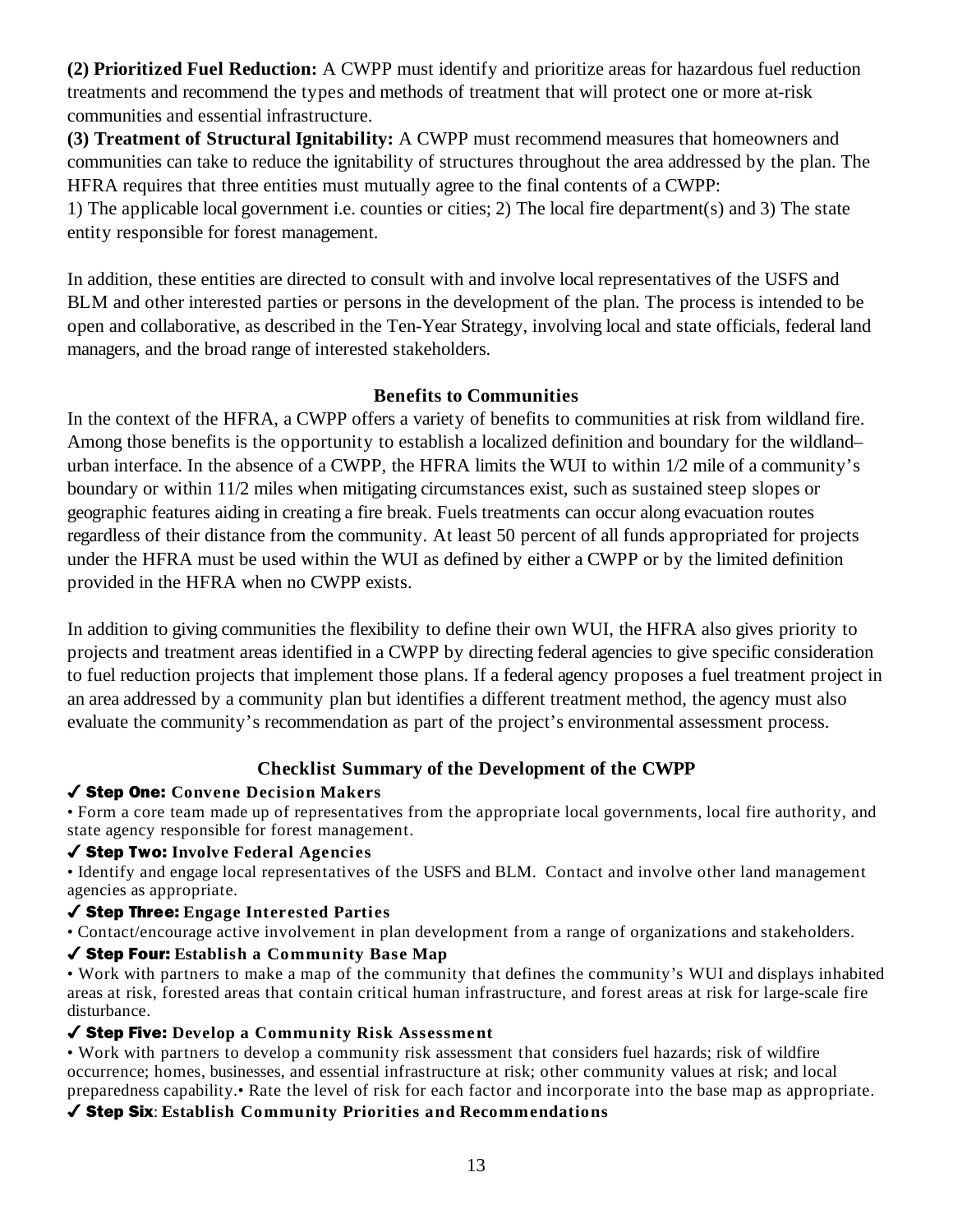**(2) Prioritized Fuel Reduction:** A CWPP must identify and prioritize areas for hazardous fuel reduction treatments and recommend the types and methods of treatment that will protect one or more at-risk communities and essential infrastructure.

**(3) Treatment of Structural Ignitability:** A CWPP must recommend measures that homeowners and communities can take to reduce the ignitability of structures throughout the area addressed by the plan. The HFRA requires that three entities must mutually agree to the final contents of a CWPP:

1) The applicable local government i.e. counties or cities; 2) The local fire department(s) and 3) The state entity responsible for forest management.

In addition, these entities are directed to consult with and involve local representatives of the USFS and BLM and other interested parties or persons in the development of the plan. The process is intended to be open and collaborative, as described in the Ten-Year Strategy, involving local and state officials, federal land managers, and the broad range of interested stakeholders.

### Benefits to Communities

In the context of the HFRA, a CWPP offers a variety of benefits to communities at risk from wildland fire. Among those benefits is the opportunity to establish a localized definition and boundary for the wildland–urban interface. In the absence of a CWPP, the HFRA limits the WUI to within 1/2 mile of a community's boundary or within 11/2 miles when mitigating circumstances exist, such as sustained steep slopes or geographic features aiding in creating a fire break. Fuels treatments can occur along evacuation routes regardless of their distance from the community. At least 50 percent of all funds appropriated for projects under the HFRA must be used within the WUI as defined by either a CWPP or by the limited definition provided in the HFRA when no CWPP exists.

In addition to giving communities the flexibility to define their own WUI, the HFRA also gives priority to projects and treatment areas identified in a CWPP by directing federal agencies to give specific consideration to fuel reduction projects that implement those plans. If a federal agency proposes a fuel treatment project in an area addressed by a community plan but identifies a different treatment method, the agency must also evaluate the community's recommendation as part of the project's environmental assessment process.

### Checklist Summary of the Development of the CWPP

✓ **Step One: Convene Decision Makers**

• Form a core team made up of representatives from the appropriate local governments, local fire authority, and state agency responsible for forest management.

✓ **Step Two: Involve Federal Agencies**

• Identify and engage local representatives of the USFS and BLM. Contact and involve other land management agencies as appropriate.

✓ **Step Three: Engage Interested Parties**

• Contact/encourage active involvement in plan development from a range of organizations and stakeholders.

✓ **Step Four: Establish a Community Base Map**

• Work with partners to make a map of the community that defines the community's WUI and displays inhabited areas at risk, forested areas that contain critical human infrastructure, and forest areas at risk for large-scale fire disturbance.

✓ **Step Five: Develop a Community Risk Assessment**

• Work with partners to develop a community risk assessment that considers fuel hazards; risk of wildfire occurrence; homes, businesses, and essential infrastructure at risk; other community values at risk; and local preparedness capability.• Rate the level of risk for each factor and incorporate into the base map as appropriate.

✓ **Step Six: Establish Community Priorities and Recommendations**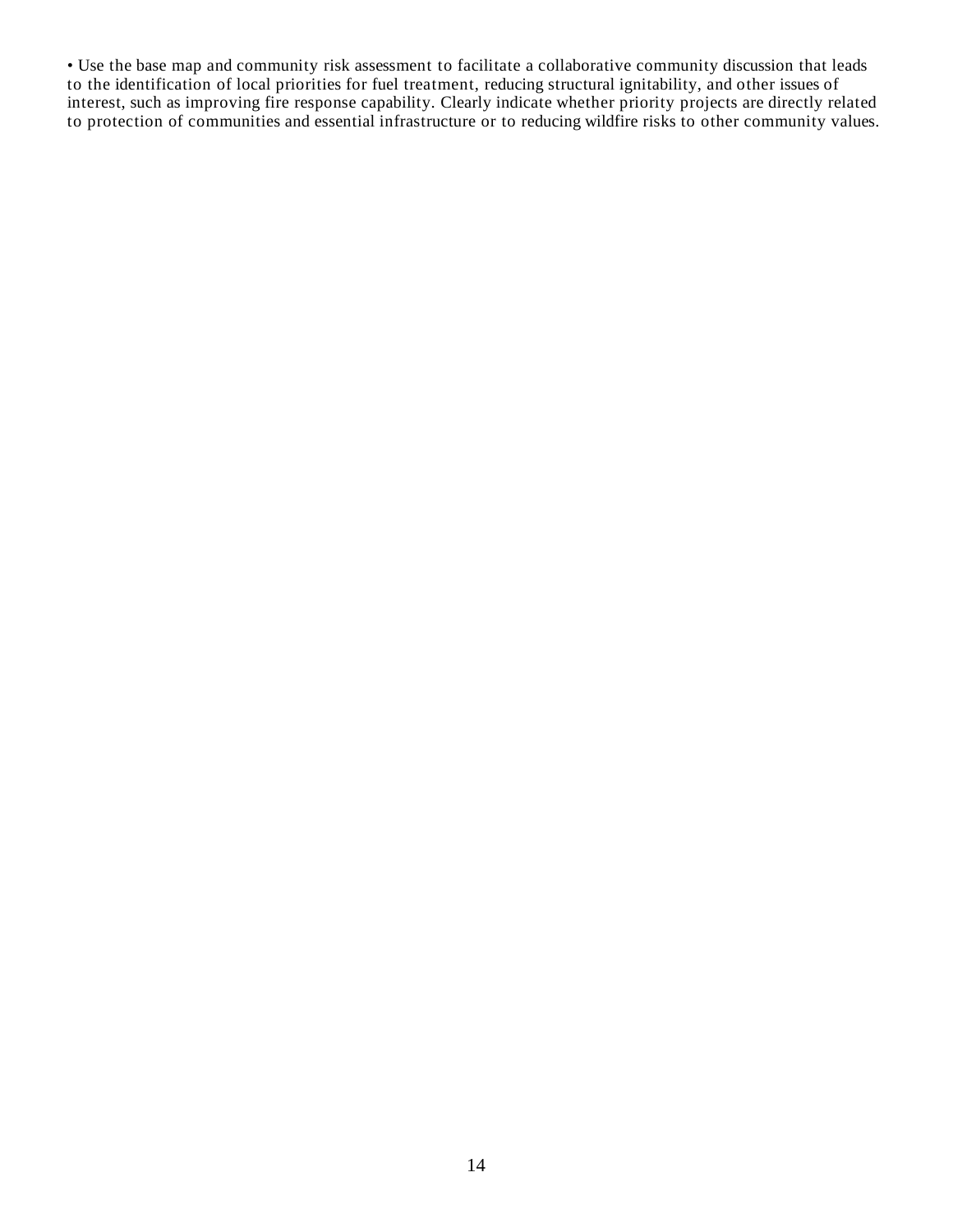- Use the base map and community risk assessment to facilitate a collaborative community discussion that leads to the identification of local priorities for fuel treatment, reducing structural ignitability, and other issues of interest, such as improving fire response capability. Clearly indicate whether priority projects are directly related to protection of communities and essential infrastructure or to reducing wildfire risks to other community values.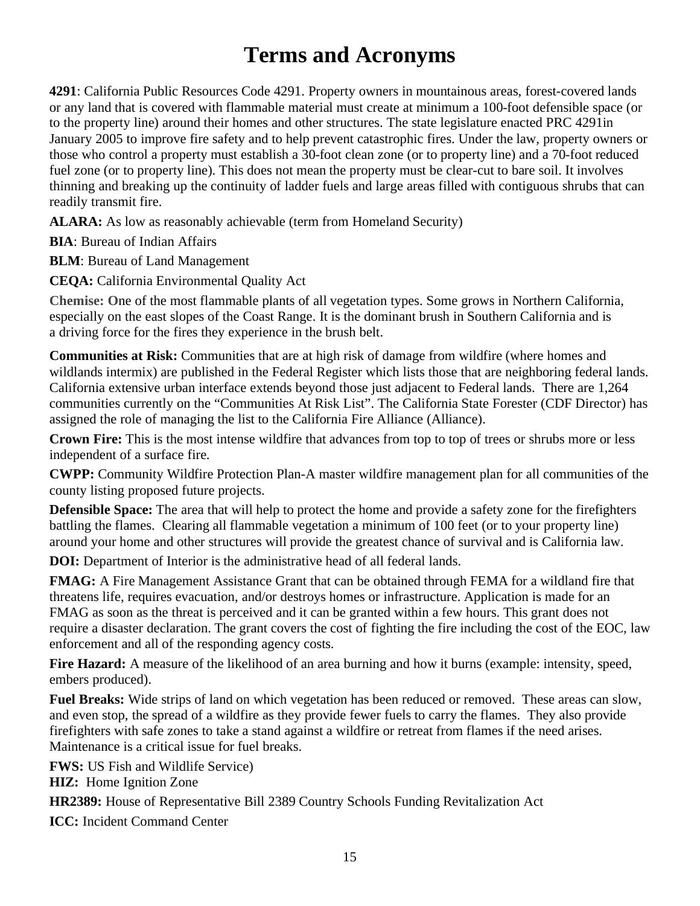# Terms and Acronyms

**4291**: California Public Resources Code 4291. Property owners in mountainous areas, forest-covered lands or any land that is covered with flammable material must create at minimum a 100-foot defensible space (or to the property line) around their homes and other structures. The state legislature enacted PRC 4291in January 2005 to improve fire safety and to help prevent catastrophic fires. Under the law, property owners or those who control a property must establish a 30-foot clean zone (or to property line) and a 70-foot reduced fuel zone (or to property line). This does not mean the property must be clear-cut to bare soil. It involves thinning and breaking up the continuity of ladder fuels and large areas filled with contiguous shrubs that can readily transmit fire.

**ALARA:** As low as reasonably achievable (term from Homeland Security)

**BIA**: Bureau of Indian Affairs

**BLM**: Bureau of Land Management

**CEQA:** California Environmental Quality Act

**Chemise: O**ne of the most flammable plants of all vegetation types. Some grows in Northern California, especially on the east slopes of the Coast Range. It is the dominant brush in Southern California and is a driving force for the fires they experience in the brush belt.

**Communities at Risk:** Communities that are at high risk of damage from wildfire (where homes and wildlands intermix) are published in the Federal Register which lists those that are neighboring federal lands. California extensive urban interface extends beyond those just adjacent to Federal lands. There are 1,264 communities currently on the "Communities At Risk List". The California State Forester (CDF Director) has assigned the role of managing the list to the California Fire Alliance (Alliance).

**Crown Fire:** This is the most intense wildfire that advances from top to top of trees or shrubs more or less independent of a surface fire.

**CWPP:** Community Wildfire Protection Plan-A master wildfire management plan for all communities of the county listing proposed future projects.

**Defensible Space:** The area that will help to protect the home and provide a safety zone for the firefighters battling the flames. Clearing all flammable vegetation a minimum of 100 feet (or to your property line) around your home and other structures will provide the greatest chance of survival and is California law.

**DOI:** Department of Interior is the administrative head of all federal lands.

**FMAG:** A Fire Management Assistance Grant that can be obtained through FEMA for a wildland fire that threatens life, requires evacuation, and/or destroys homes or infrastructure. Application is made for an FMAG as soon as the threat is perceived and it can be granted within a few hours. This grant does not require a disaster declaration. The grant covers the cost of fighting the fire including the cost of the EOC, law enforcement and all of the responding agency costs.

**Fire Hazard:** A measure of the likelihood of an area burning and how it burns (example: intensity, speed, embers produced).

**Fuel Breaks:** Wide strips of land on which vegetation has been reduced or removed. These areas can slow, and even stop, the spread of a wildfire as they provide fewer fuels to carry the flames. They also provide firefighters with safe zones to take a stand against a wildfire or retreat from flames if the need arises. Maintenance is a critical issue for fuel breaks.

**FWS:** US Fish and Wildlife Service)

**HIZ:** Home Ignition Zone

**HR2389:** House of Representative Bill 2389 Country Schools Funding Revitalization Act

**ICC:** Incident Command Center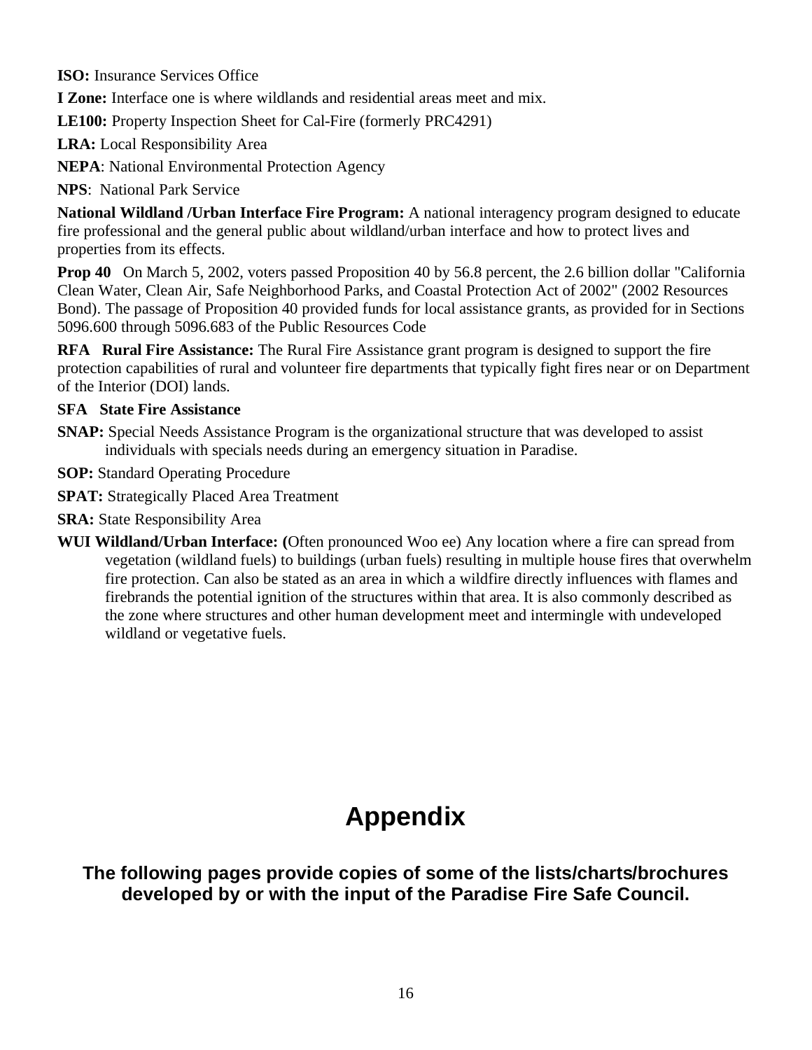**ISO:** Insurance Services Office

**I Zone:** Interface one is where wildlands and residential areas meet and mix.

**LE100:** Property Inspection Sheet for Cal-Fire (formerly PRC4291)

**LRA:** Local Responsibility Area

**NEPA**: National Environmental Protection Agency

**NPS**: National Park Service

**National Wildland /Urban Interface Fire Program:** A national interagency program designed to educate fire professional and the general public about wildland/urban interface and how to protect lives and properties from its effects.

**Prop 40** On March 5, 2002, voters passed Proposition 40 by 56.8 percent, the 2.6 billion dollar "California Clean Water, Clean Air, Safe Neighborhood Parks, and Coastal Protection Act of 2002" (2002 Resources Bond). The passage of Proposition 40 provided funds for local assistance grants, as provided for in Sections 5096.600 through 5096.683 of the Public Resources Code

**RFA Rural Fire Assistance:** The Rural Fire Assistance grant program is designed to support the fire protection capabilities of rural and volunteer fire departments that typically fight fires near or on Department of the Interior (DOI) lands.

**SFA State Fire Assistance**

**SNAP:** Special Needs Assistance Program is the organizational structure that was developed to assist individuals with specials needs during an emergency situation in Paradise.

**SOP:** Standard Operating Procedure

**SPAT:** Strategically Placed Area Treatment

**SRA:** State Responsibility Area

**WUI Wildland/Urban Interface: (**Often pronounced Woo ee) Any location where a fire can spread from vegetation (wildland fuels) to buildings (urban fuels) resulting in multiple house fires that overwhelm fire protection. Can also be stated as an area in which a wildfire directly influences with flames and firebrands the potential ignition of the structures within that area. It is also commonly described as the zone where structures and other human development meet and intermingle with undeveloped wildland or vegetative fuels.

# Appendix

### The following pages provide copies of some of the lists/charts/brochures developed by or with the input of the Paradise Fire Safe Council.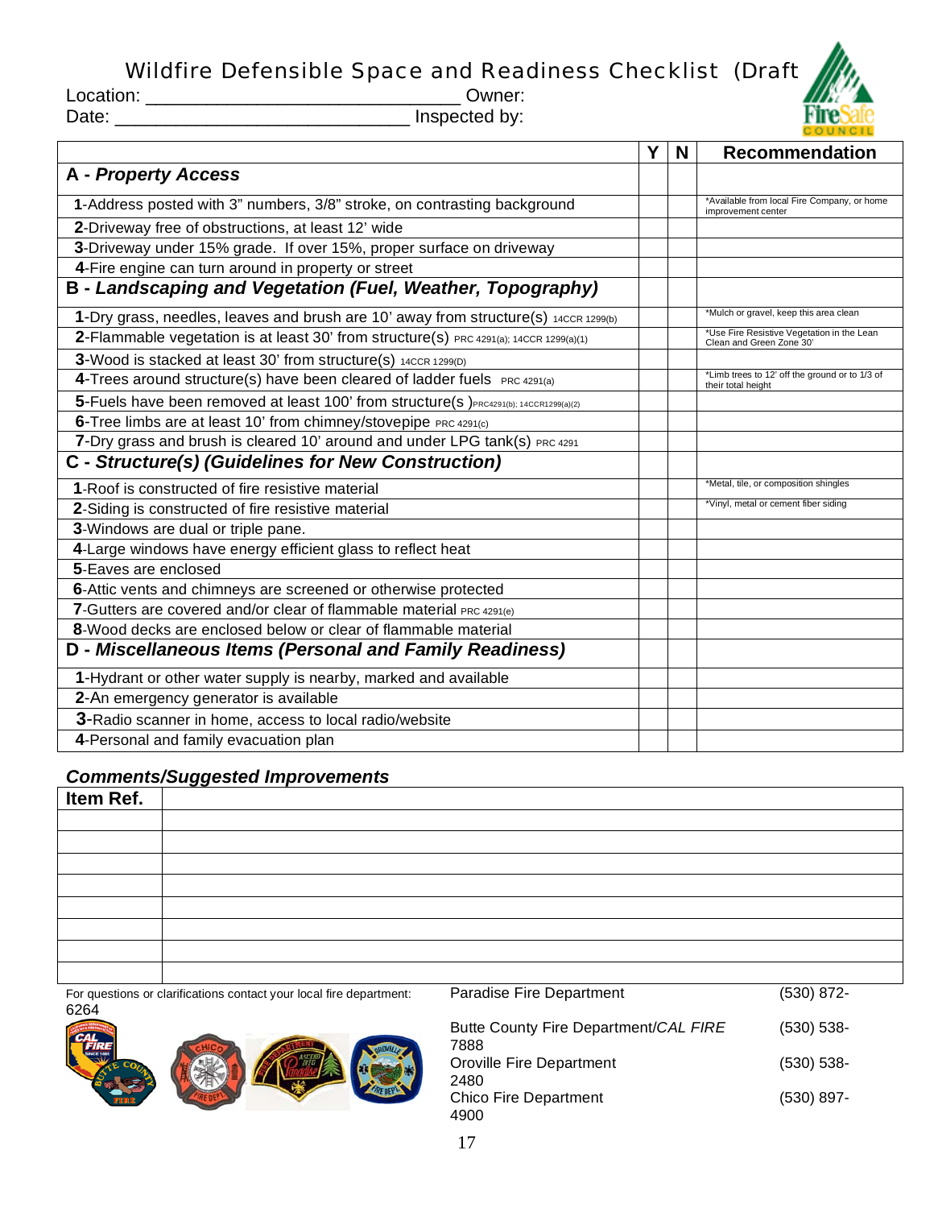# Wildfire Defensible Space and Readiness Checklist (Draft

Location: ______________________________ Owner:

Date: ____________________________ Inspected by:

| | Y | N | Recommendation |
|---|---|---|---|
| **A - *Property Access*** | | | |
| **1**-Address posted with 3" numbers, 3/8" stroke, on contrasting background | | | *Available from local Fire Company, or home improvement center |
| **2**-Driveway free of obstructions, at least 12' wide | | | |
| **3**-Driveway under 15% grade. If over 15%, proper surface on driveway | | | |
| **4**-Fire engine can turn around in property or street | | | |
| **B - *Landscaping and Vegetation (Fuel, Weather, Topography)*** | | | |
| **1**-Dry grass, needles, leaves and brush are 10' away from structure(s) 14CCR 1299(b) | | | *Mulch or gravel, keep this area clean |
| **2**-Flammable vegetation is at least 30' from structure(s) PRC 4291(a); 14CCR 1299(a)(1) | | | *Use Fire Resistive Vegetation in the Lean Clean and Green Zone 30' |
| **3**-Wood is stacked at least 30' from structure(s) 14CCR 1299(D) | | | |
| **4**-Trees around structure(s) have been cleared of ladder fuels PRC 4291(a) | | | *Limb trees to 12' off the ground or to 1/3 of their total height |
| **5**-Fuels have been removed at least 100' from structure(s )PRC4291(b); 14CCR1299(a)(2) | | | |
| **6**-Tree limbs are at least 10' from chimney/stovepipe PRC 4291(c) | | | |
| **7**-Dry grass and brush is cleared 10' around and under LPG tank(s) PRC 4291 | | | |
| **C - *Structure(s) (Guidelines for New Construction)*** | | | |
| **1**-Roof is constructed of fire resistive material | | | *Metal, tile, or composition shingles |
| **2**-Siding is constructed of fire resistive material | | | *Vinyl, metal or cement fiber siding |
| **3**-Windows are dual or triple pane. | | | |
| **4**-Large windows have energy efficient glass to reflect heat | | | |
| **5**-Eaves are enclosed | | | |
| **6**-Attic vents and chimneys are screened or otherwise protected | | | |
| **7**-Gutters are covered and/or clear of flammable material PRC 4291(e) | | | |
| **8**-Wood decks are enclosed below or clear of flammable material | | | |
| **D - *Miscellaneous Items (Personal and Family Readiness)*** | | | |
| **1**-Hydrant or other water supply is nearby, marked and available | | | |
| **2**-An emergency generator is available | | | |
| **3**-Radio scanner in home, access to local radio/website | | | |
| **4**-Personal and family evacuation plan | | | |

### *Comments/Suggested Improvements*

| Item Ref. | |
|---|---|
| | |
| | |
| | |
| | |
| | |
| | |
| | |
| | |

For questions or clarifications contact your local fire department:

| | |
|---|---|
| Paradise Fire Department | (530) 872-6264 |
| Butte County Fire Department/*CAL FIRE* | (530) 538-7888 |
| Oroville Fire Department | (530) 538-2480 |
| Chico Fire Department | (530) 897-4900 |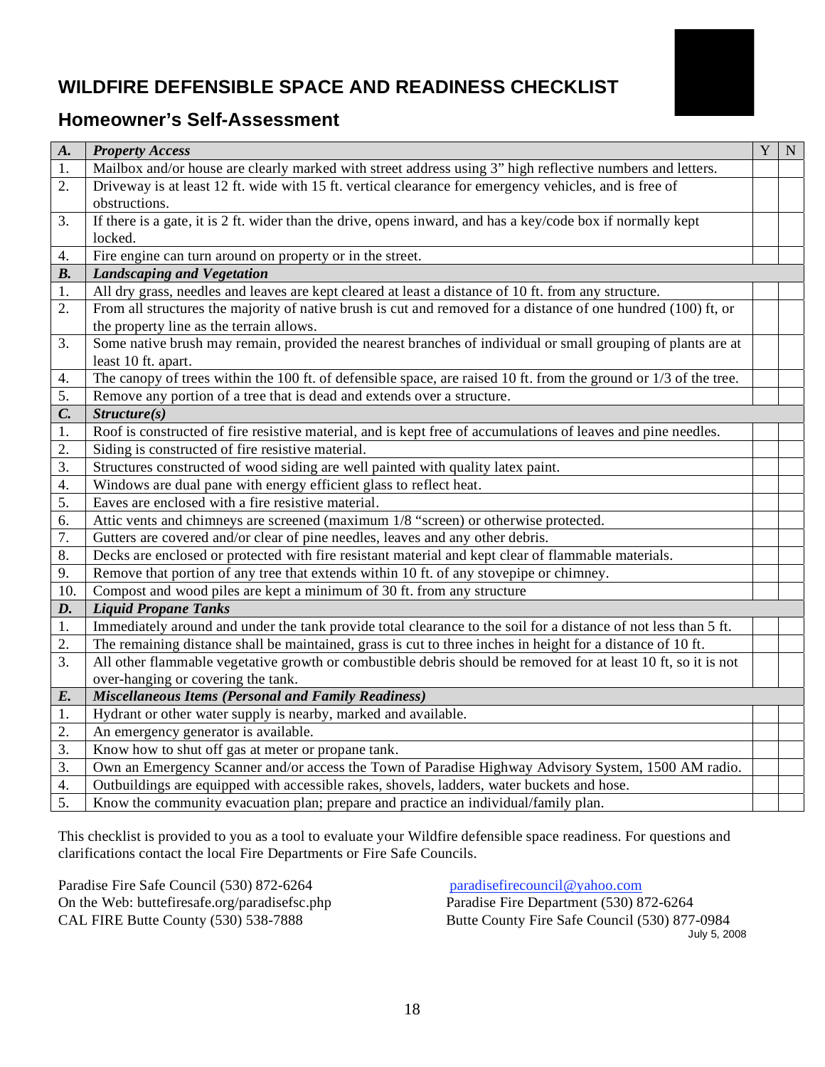# WILDFIRE DEFENSIBLE SPACE AND READINESS CHECKLIST

## Homeowner's Self-Assessment

| ***A.*** | ***Property Access*** | Y | N |
|---|---|---|---|
| 1. | Mailbox and/or house are clearly marked with street address using 3" high reflective numbers and letters. | | |
| 2. | Driveway is at least 12 ft. wide with 15 ft. vertical clearance for emergency vehicles, and is free of obstructions. | | |
| 3. | If there is a gate, it is 2 ft. wider than the drive, opens inward, and has a key/code box if normally kept locked. | | |
| 4. | Fire engine can turn around on property or in the street. | | |
| ***B.*** | ***Landscaping and Vegetation*** | | |
| 1. | All dry grass, needles and leaves are kept cleared at least a distance of 10 ft. from any structure. | | |
| 2. | From all structures the majority of native brush is cut and removed for a distance of one hundred (100) ft, or the property line as the terrain allows. | | |
| 3. | Some native brush may remain, provided the nearest branches of individual or small grouping of plants are at least 10 ft. apart. | | |
| 4. | The canopy of trees within the 100 ft. of defensible space, are raised 10 ft. from the ground or 1/3 of the tree. | | |
| 5. | Remove any portion of a tree that is dead and extends over a structure. | | |
| ***C.*** | ***Structure(s)*** | | |
| 1. | Roof is constructed of fire resistive material, and is kept free of accumulations of leaves and pine needles. | | |
| 2. | Siding is constructed of fire resistive material. | | |
| 3. | Structures constructed of wood siding are well painted with quality latex paint. | | |
| 4. | Windows are dual pane with energy efficient glass to reflect heat. | | |
| 5. | Eaves are enclosed with a fire resistive material. | | |
| 6. | Attic vents and chimneys are screened (maximum 1/8 "screen) or otherwise protected. | | |
| 7. | Gutters are covered and/or clear of pine needles, leaves and any other debris. | | |
| 8. | Decks are enclosed or protected with fire resistant material and kept clear of flammable materials. | | |
| 9. | Remove that portion of any tree that extends within 10 ft. of any stovepipe or chimney. | | |
| 10. | Compost and wood piles are kept a minimum of 30 ft. from any structure | | |
| ***D.*** | ***Liquid Propane Tanks*** | | |
| 1. | Immediately around and under the tank provide total clearance to the soil for a distance of not less than 5 ft. | | |
| 2. | The remaining distance shall be maintained, grass is cut to three inches in height for a distance of 10 ft. | | |
| 3. | All other flammable vegetative growth or combustible debris should be removed for at least 10 ft, so it is not over-hanging or covering the tank. | | |
| ***E.*** | ***Miscellaneous Items (Personal and Family Readiness)*** | | |
| 1. | Hydrant or other water supply is nearby, marked and available. | | |
| 2. | An emergency generator is available. | | |
| 3. | Know how to shut off gas at meter or propane tank. | | |
| 3. | Own an Emergency Scanner and/or access the Town of Paradise Highway Advisory System, 1500 AM radio. | | |
| 4. | Outbuildings are equipped with accessible rakes, shovels, ladders, water buckets and hose. | | |
| 5. | Know the community evacuation plan; prepare and practice an individual/family plan. | | |

This checklist is provided to you as a tool to evaluate your Wildfire defensible space readiness. For questions and clarifications contact the local Fire Departments or Fire Safe Councils.

Paradise Fire Safe Council (530) 872-6264
On the Web: buttefiresafe.org/paradisefsc.php
CAL FIRE Butte County (530) 538-7888

paradisefirecouncil@yahoo.com
Paradise Fire Department (530) 872-6264
Butte County Fire Safe Council (530) 877-0984

July 5, 2008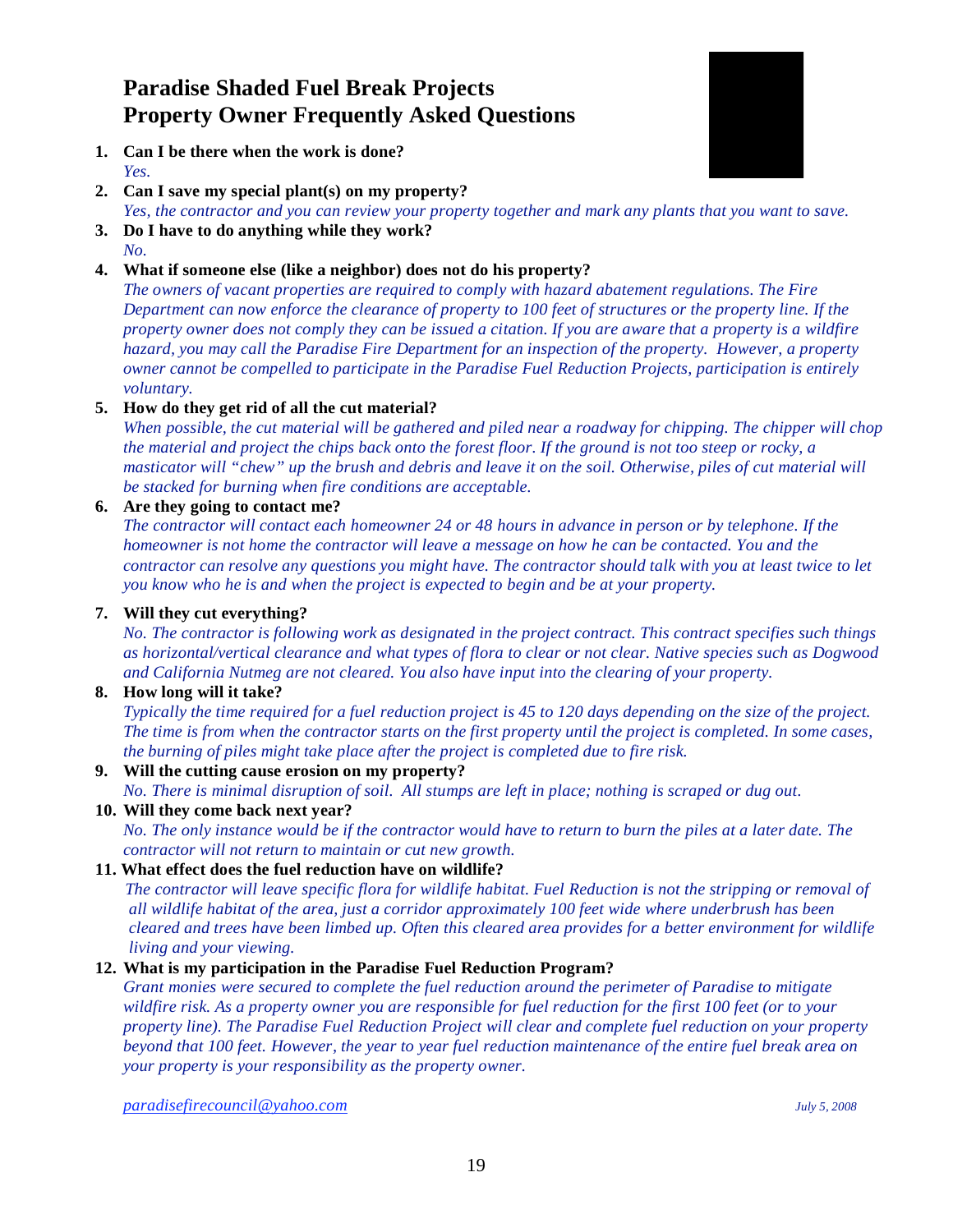# Paradise Shaded Fuel Break Projects
# Property Owner Frequently Asked Questions

1. **Can I be there when the work is done?**
   *Yes.*
2. **Can I save my special plant(s) on my property?**
   *Yes, the contractor and you can review your property together and mark any plants that you want to save.*
3. **Do I have to do anything while they work?**
   *No.*
4. **What if someone else (like a neighbor) does not do his property?**
   *The owners of vacant properties are required to comply with hazard abatement regulations. The Fire Department can now enforce the clearance of property to 100 feet of structures or the property line. If the property owner does not comply they can be issued a citation. If you are aware that a property is a wildfire hazard, you may call the Paradise Fire Department for an inspection of the property. However, a property owner cannot be compelled to participate in the Paradise Fuel Reduction Projects, participation is entirely voluntary.*
5. **How do they get rid of all the cut material?**
   *When possible, the cut material will be gathered and piled near a roadway for chipping. The chipper will chop the material and project the chips back onto the forest floor. If the ground is not too steep or rocky, a masticator will "chew" up the brush and debris and leave it on the soil. Otherwise, piles of cut material will be stacked for burning when fire conditions are acceptable.*
6. **Are they going to contact me?**
   *The contractor will contact each homeowner 24 or 48 hours in advance in person or by telephone. If the homeowner is not home the contractor will leave a message on how he can be contacted. You and the contractor can resolve any questions you might have. The contractor should talk with you at least twice to let you know who he is and when the project is expected to begin and be at your property.*
7. **Will they cut everything?**
   *No. The contractor is following work as designated in the project contract. This contract specifies such things as horizontal/vertical clearance and what types of flora to clear or not clear. Native species such as Dogwood and California Nutmeg are not cleared. You also have input into the clearing of your property.*
8. **How long will it take?**
   *Typically the time required for a fuel reduction project is 45 to 120 days depending on the size of the project. The time is from when the contractor starts on the first property until the project is completed. In some cases, the burning of piles might take place after the project is completed due to fire risk.*
9. **Will the cutting cause erosion on my property?**
   *No. There is minimal disruption of soil. All stumps are left in place; nothing is scraped or dug out.*
10. **Will they come back next year?**
    *No. The only instance would be if the contractor would have to return to burn the piles at a later date. The contractor will not return to maintain or cut new growth.*
11. **What effect does the fuel reduction have on wildlife?**
    *The contractor will leave specific flora for wildlife habitat. Fuel Reduction is not the stripping or removal of all wildlife habitat of the area, just a corridor approximately 100 feet wide where underbrush has been cleared and trees have been limbed up. Often this cleared area provides for a better environment for wildlife living and your viewing.*
12. **What is my participation in the Paradise Fuel Reduction Program?**
    *Grant monies were secured to complete the fuel reduction around the perimeter of Paradise to mitigate wildfire risk. As a property owner you are responsible for fuel reduction for the first 100 feet (or to your property line). The Paradise Fuel Reduction Project will clear and complete fuel reduction on your property beyond that 100 feet. However, the year to year fuel reduction maintenance of the entire fuel break area on your property is your responsibility as the property owner.*

*paradisefirecouncil@yahoo.com* *July 5, 2008*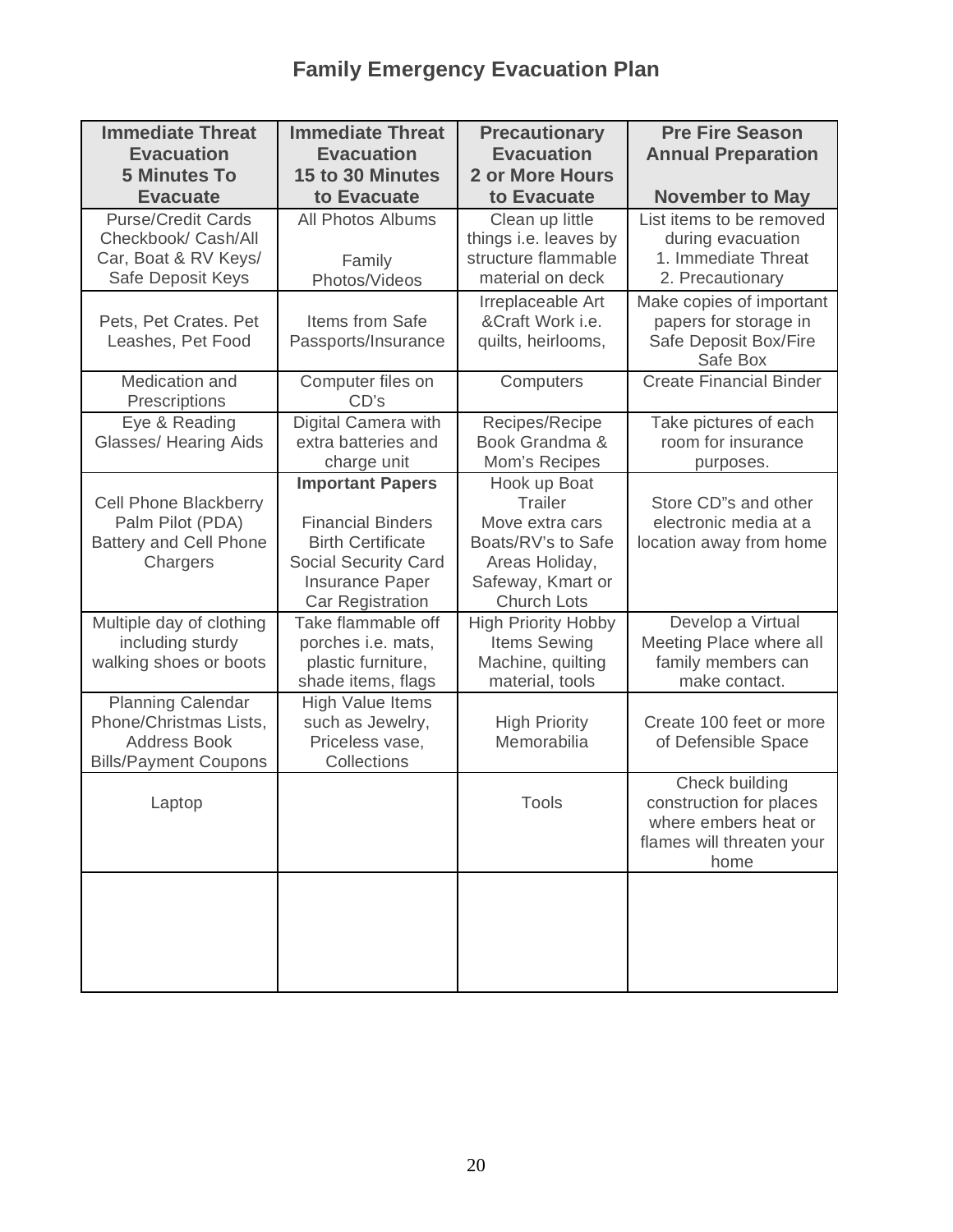# Family Emergency Evacuation Plan

| Immediate Threat Evacuation 5 Minutes To Evacuate | Immediate Threat Evacuation 15 to 30 Minutes to Evacuate | Precautionary Evacuation 2 or More Hours to Evacuate | Pre Fire Season Annual Preparation November to May |
|---|---|---|---|
| Purse/Credit Cards Checkbook/ Cash/All Car, Boat & RV Keys/ Safe Deposit Keys | All Photos Albums<br><br>Family Photos/Videos | Clean up little things i.e. leaves by structure flammable material on deck | List items to be removed during evacuation<br>1. Immediate Threat<br>2. Precautionary |
| Pets, Pet Crates. Pet Leashes, Pet Food | Items from Safe Passports/Insurance | Irreplaceable Art &Craft Work i.e. quilts, heirlooms, | Make copies of important papers for storage in Safe Deposit Box/Fire Safe Box |
| Medication and Prescriptions | Computer files on CD's | Computers | Create Financial Binder |
| Eye & Reading Glasses/ Hearing Aids | Digital Camera with extra batteries and charge unit | Recipes/Recipe Book Grandma & Mom's Recipes | Take pictures of each room for insurance purposes. |
| Cell Phone Blackberry Palm Pilot (PDA) Battery and Cell Phone Chargers | **Important Papers**<br><br>Financial Binders<br>Birth Certificate<br>Social Security Card<br>Insurance Paper<br>Car Registration | Hook up Boat Trailer<br>Move extra cars Boats/RV's to Safe Areas Holiday, Safeway, Kmart or Church Lots | Store CD"s and other electronic media at a location away from home |
| Multiple day of clothing including sturdy walking shoes or boots | Take flammable off porches i.e. mats, plastic furniture, shade items, flags | High Priority Hobby Items Sewing Machine, quilting material, tools | Develop a Virtual Meeting Place where all family members can make contact. |
| Planning Calendar Phone/Christmas Lists, Address Book Bills/Payment Coupons | High Value Items such as Jewelry, Priceless vase, Collections | High Priority Memorabilia | Create 100 feet or more of Defensible Space |
| Laptop | | Tools | Check building construction for places where embers heat or flames will threaten your home |
| | | | |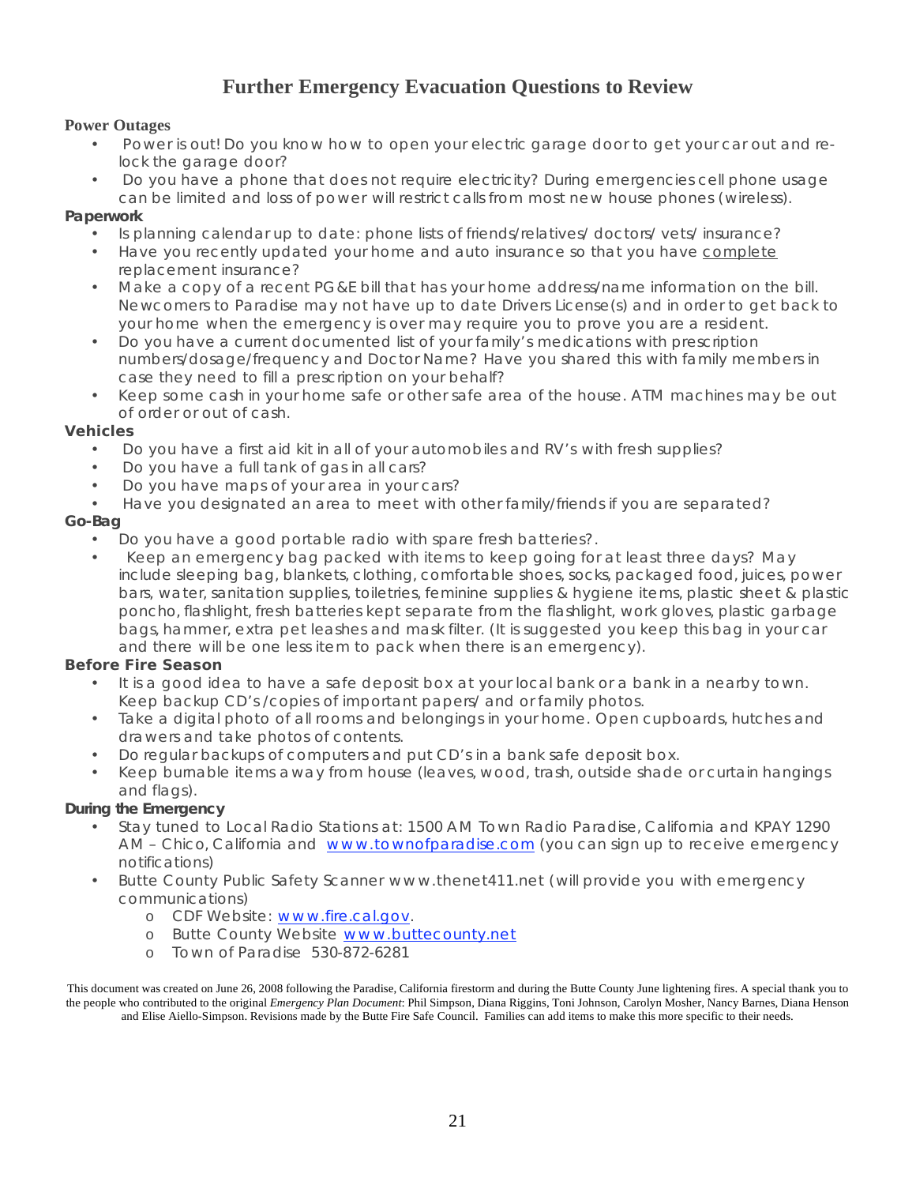# Further Emergency Evacuation Questions to Review

**Power Outages**

- Power is out! Do you know how to open your electric garage door to get your car out and re-lock the garage door?
- Do you have a phone that does not require electricity? During emergencies cell phone usage can be limited and loss of power will restrict calls from most new house phones (wireless).

**Paperwork**

- Is planning calendar up to date: phone lists of friends/relatives/ doctors/ vets/ insurance?
- Have you recently updated your home and auto insurance so that you have complete replacement insurance?
- Make a copy of a recent PG&E bill that has your home address/name information on the bill. Newcomers to Paradise may not have up to date Drivers License(s) and in order to get back to your home when the emergency is over may require you to prove you are a resident.
- Do you have a current documented list of your family's medications with prescription numbers/dosage/frequency and Doctor Name? Have you shared this with family members in case they need to fill a prescription on your behalf?
- Keep some cash in your home safe or other safe area of the house. ATM machines may be out of order or out of cash.

**Vehicles**

- Do you have a first aid kit in all of your automobiles and RV's with fresh supplies?
- Do you have a full tank of gas in all cars?
- Do you have maps of your area in your cars?
- Have you designated an area to meet with other family/friends if you are separated?

**Go-Bag**

- Do you have a good portable radio with spare fresh batteries?.
- Keep an emergency bag packed with items to keep going for at least three days? May include sleeping bag, blankets, clothing, comfortable shoes, socks, packaged food, juices, power bars, water, sanitation supplies, toiletries, feminine supplies & hygiene items, plastic sheet & plastic poncho, flashlight, fresh batteries kept separate from the flashlight, work gloves, plastic garbage bags, hammer, extra pet leashes and mask filter. (It is suggested you keep this bag in your car and there will be one less item to pack when there is an emergency).

**Before Fire Season**

- It is a good idea to have a safe deposit box at your local bank or a bank in a nearby town. Keep backup CD's /copies of important papers/ and or family photos.
- Take a digital photo of all rooms and belongings in your home. Open cupboards, hutches and drawers and take photos of contents.
- Do regular backups of computers and put CD's in a bank safe deposit box.
- Keep burnable items away from house (leaves, wood, trash, outside shade or curtain hangings and flags).

**During the Emergency**

- Stay tuned to Local Radio Stations at: 1500 AM Town Radio Paradise, California and KPAY 1290 AM – Chico, California and www.townofparadise.com (you can sign up to receive emergency notifications)
- Butte County Public Safety Scanner www.thenet411.net (will provide you with emergency communications)
    - CDF Website: www.fire.cal.gov.
    - Butte County Website www.buttecounty.net
    - Town of Paradise 530-872-6281

This document was created on June 26, 2008 following the Paradise, California firestorm and during the Butte County June lightening fires. A special thank you to the people who contributed to the original *Emergency Plan Document*: Phil Simpson, Diana Riggins, Toni Johnson, Carolyn Mosher, Nancy Barnes, Diana Henson and Elise Aiello-Simpson. Revisions made by the Butte Fire Safe Council. Families can add items to make this more specific to their needs.